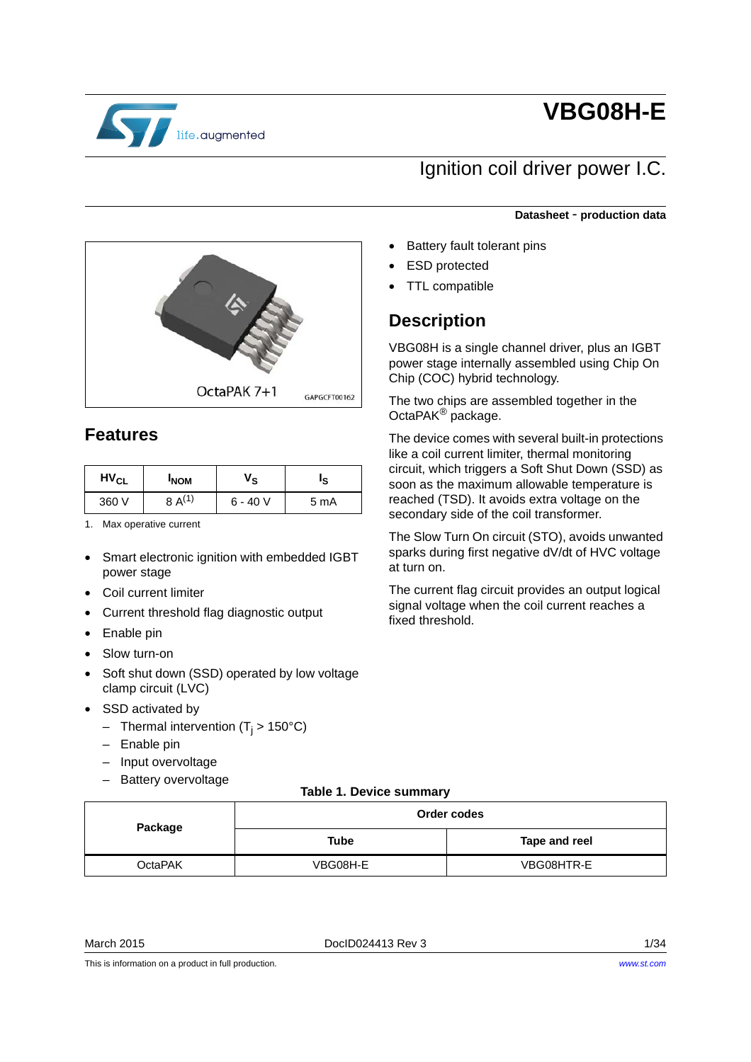# VBG08H-E

## Ignition coil driver power I.C.

**Datasheet - production data**

OctaPAK 7+1

## Features

| $HV_{CL}$ | $I_{NOM}$ | $V_S$ | $I_S$ |
|---|---|---|---|
| 360 V | 8 A[(1)] | 6 - 40 V | 5 mA |

1. Max operative current

- Smart electronic ignition with embedded IGBT power stage
- Coil current limiter
- Current threshold flag diagnostic output
- Enable pin
- Slow turn-on
- Soft shut down (SSD) operated by low voltage clamp circuit (LVC)
- SSD activated by
  - Thermal intervention ($T_j > 150°C$)
  - Enable pin
  - Input overvoltage
  - Battery overvoltage
- Battery fault tolerant pins
- ESD protected
- TTL compatible

## Description

VBG08H is a single channel driver, plus an IGBT power stage internally assembled using Chip On Chip (COC) hybrid technology.

The two chips are assembled together in the OctaPAK® package.

The device comes with several built-in protections like a coil current limiter, thermal monitoring circuit, which triggers a Soft Shut Down (SSD) as soon as the maximum allowable temperature is reached (TSD). It avoids extra voltage on the secondary side of the coil transformer.

The Slow Turn On circuit (STO), avoids unwanted sparks during first negative dV/dt of HVC voltage at turn on.

The current flag circuit provides an output logical signal voltage when the coil current reaches a fixed threshold.

**Table 1. Device summary**

| Package | Order codes | |
|---|---|---|
| | Tube | Tape and reel |
| OctaPAK | VBG08H-E | VBG08HTR-E |

March 2015 DocID024413 Rev 3

This is information on a product in full production.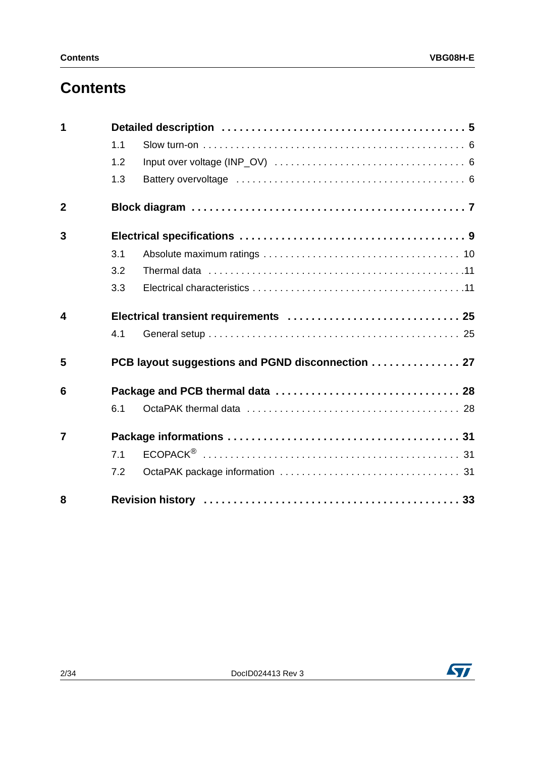# Contents

**1 Detailed description . . . . . . . . . . . . . . . . . . . . . . . . . . . . . . . . . . . . . . . . 5**

1.1 Slow turn-on . . . . . . . . . . . . . . . . . . . . . . . . . . . . . . . . . . . . . . . . . . . . . . 6

1.2 Input over voltage (INP_OV) . . . . . . . . . . . . . . . . . . . . . . . . . . . . . . . . . . 6

1.3 Battery overvoltage . . . . . . . . . . . . . . . . . . . . . . . . . . . . . . . . . . . . . . . . . 6

**2 Block diagram . . . . . . . . . . . . . . . . . . . . . . . . . . . . . . . . . . . . . . . . . . . . . 7**

**3 Electrical specifications . . . . . . . . . . . . . . . . . . . . . . . . . . . . . . . . . . . . . 9**

3.1 Absolute maximum ratings . . . . . . . . . . . . . . . . . . . . . . . . . . . . . . . . . . . 10

3.2 Thermal data . . . . . . . . . . . . . . . . . . . . . . . . . . . . . . . . . . . . . . . . . . . . . 11

3.3 Electrical characteristics . . . . . . . . . . . . . . . . . . . . . . . . . . . . . . . . . . . . . 11

**4 Electrical transient requirements . . . . . . . . . . . . . . . . . . . . . . . . . . . . 25**

4.1 General setup . . . . . . . . . . . . . . . . . . . . . . . . . . . . . . . . . . . . . . . . . . . . . 25

**5 PCB layout suggestions and PGND disconnection . . . . . . . . . . . . . . . 27**

**6 Package and PCB thermal data . . . . . . . . . . . . . . . . . . . . . . . . . . . . . . 28**

6.1 OctaPAK thermal data . . . . . . . . . . . . . . . . . . . . . . . . . . . . . . . . . . . . . . 28

**7 Package informations . . . . . . . . . . . . . . . . . . . . . . . . . . . . . . . . . . . . . . 31**

7.1 ECOPACK® . . . . . . . . . . . . . . . . . . . . . . . . . . . . . . . . . . . . . . . . . . . . . . 31

7.2 OctaPAK package information . . . . . . . . . . . . . . . . . . . . . . . . . . . . . . . . 31

**8 Revision history . . . . . . . . . . . . . . . . . . . . . . . . . . . . . . . . . . . . . . . . . . 33**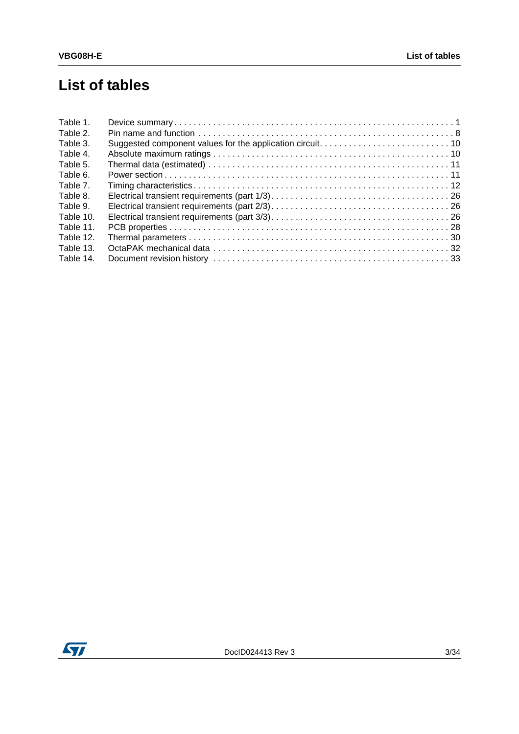# List of tables

| | | |
|---|---|---|
| Table 1. | Device summary | 1 |
| Table 2. | Pin name and function | 8 |
| Table 3. | Suggested component values for the application circuit. | 10 |
| Table 4. | Absolute maximum ratings | 10 |
| Table 5. | Thermal data (estimated) | 11 |
| Table 6. | Power section | 11 |
| Table 7. | Timing characteristics | 12 |
| Table 8. | Electrical transient requirements (part 1/3) | 26 |
| Table 9. | Electrical transient requirements (part 2/3) | 26 |
| Table 10. | Electrical transient requirements (part 3/3) | 26 |
| Table 11. | PCB properties | 28 |
| Table 12. | Thermal parameters | 30 |
| Table 13. | OctaPAK mechanical data | 32 |
| Table 14. | Document revision history | 33 |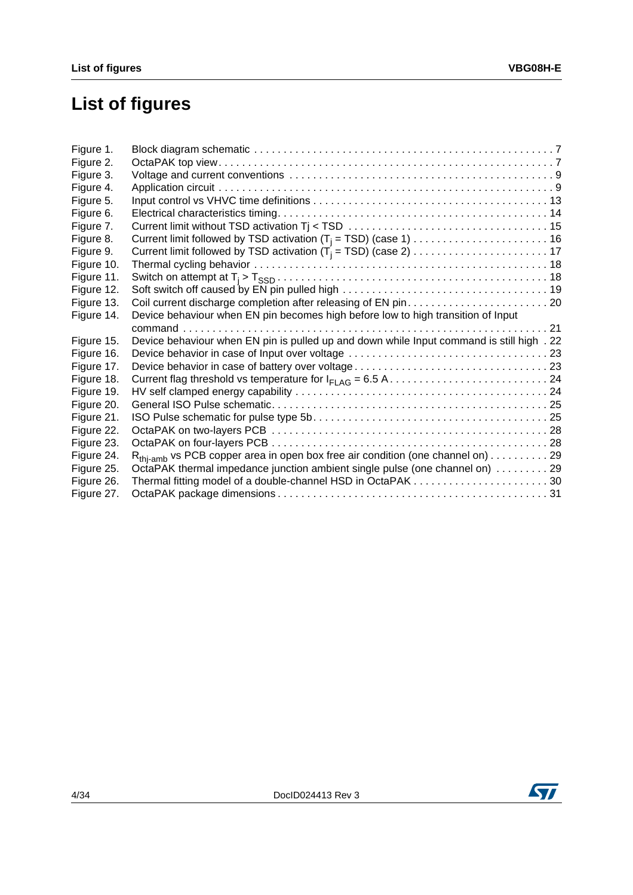# List of figures

| | | |
|---|---|---|
| Figure 1. | Block diagram schematic | 7 |
| Figure 2. | OctaPAK top view | 7 |
| Figure 3. | Voltage and current conventions | 9 |
| Figure 4. | Application circuit | 9 |
| Figure 5. | Input control vs VHVC time definitions | 13 |
| Figure 6. | Electrical characteristics timing | 14 |
| Figure 7. | Current limit without TSD activation Tj < TSD | 15 |
| Figure 8. | Current limit followed by TSD activation ($T_j$ = TSD) (case 1) | 16 |
| Figure 9. | Current limit followed by TSD activation ($T_j$ = TSD) (case 2) | 17 |
| Figure 10. | Thermal cycling behavior | 18 |
| Figure 11. | Switch on attempt at $T_j > T_{SSD}$ | 18 |
| Figure 12. | Soft switch off caused by EN pin pulled high | 19 |
| Figure 13. | Coil current discharge completion after releasing of EN pin | 20 |
| Figure 14. | Device behaviour when EN pin becomes high before low to high transition of Input command | 21 |
| Figure 15. | Device behaviour when EN pin is pulled up and down while Input command is still high | 22 |
| Figure 16. | Device behavior in case of Input over voltage | 23 |
| Figure 17. | Device behavior in case of battery over voltage | 23 |
| Figure 18. | Current flag threshold vs temperature for $I_{FLAG}$ = 6.5 A | 24 |
| Figure 19. | HV self clamped energy capability | 24 |
| Figure 20. | General ISO Pulse schematic | 25 |
| Figure 21. | ISO Pulse schematic for pulse type 5b | 25 |
| Figure 22. | OctaPAK on two-layers PCB | 28 |
| Figure 23. | OctaPAK on four-layers PCB | 28 |
| Figure 24. | $R_{thj-amb}$ vs PCB copper area in open box free air condition (one channel on) | 29 |
| Figure 25. | OctaPAK thermal impedance junction ambient single pulse (one channel on) | 29 |
| Figure 26. | Thermal fitting model of a double-channel HSD in OctaPAK | 30 |
| Figure 27. | OctaPAK package dimensions | 31 |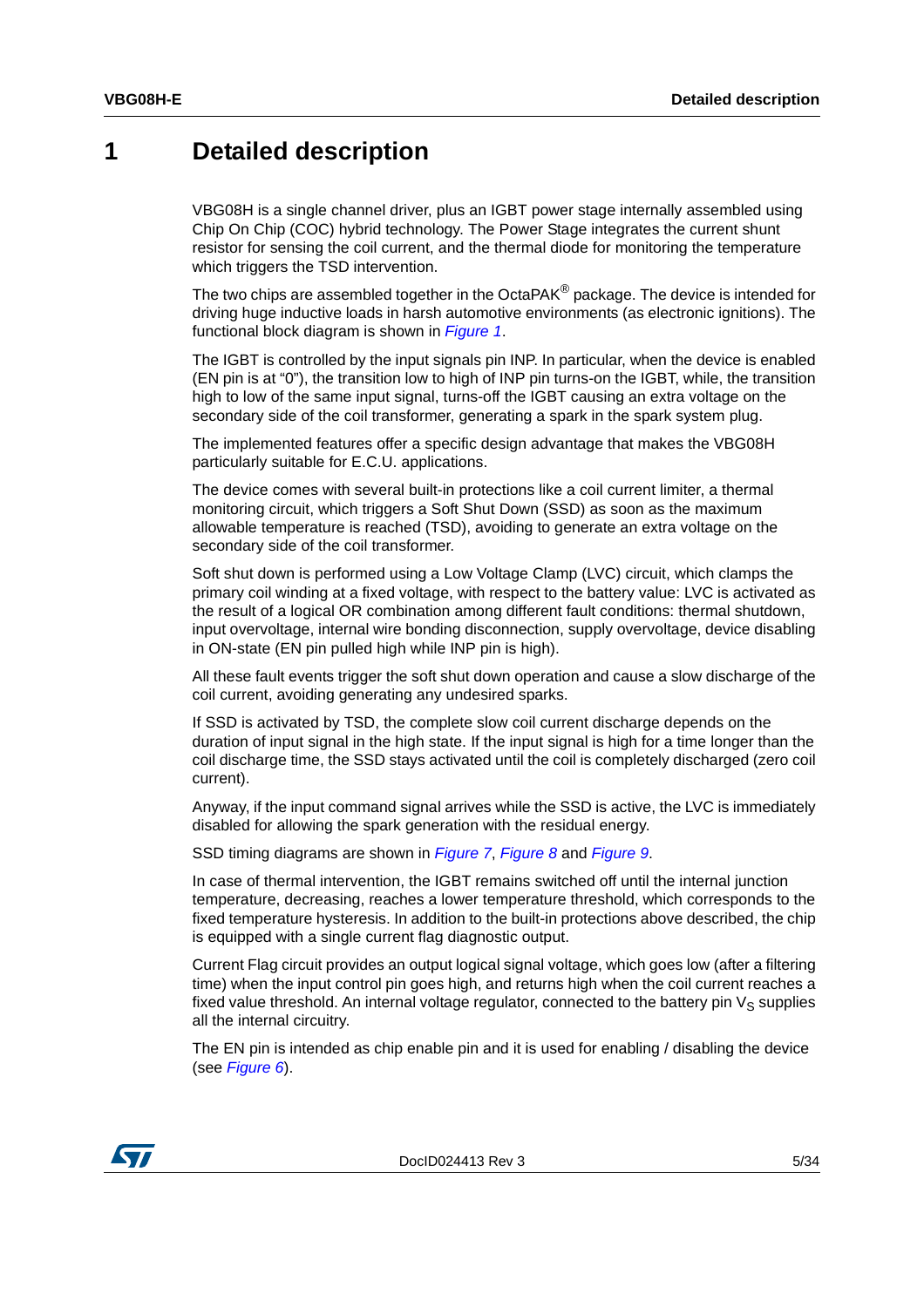# 1 Detailed description

VBG08H is a single channel driver, plus an IGBT power stage internally assembled using Chip On Chip (COC) hybrid technology. The Power Stage integrates the current shunt resistor for sensing the coil current, and the thermal diode for monitoring the temperature which triggers the TSD intervention.

The two chips are assembled together in the OctaPAK® package. The device is intended for driving huge inductive loads in harsh automotive environments (as electronic ignitions). The functional block diagram is shown in *Figure 1*.

The IGBT is controlled by the input signals pin INP. In particular, when the device is enabled (EN pin is at "0"), the transition low to high of INP pin turns-on the IGBT, while, the transition high to low of the same input signal, turns-off the IGBT causing an extra voltage on the secondary side of the coil transformer, generating a spark in the spark system plug.

The implemented features offer a specific design advantage that makes the VBG08H particularly suitable for E.C.U. applications.

The device comes with several built-in protections like a coil current limiter, a thermal monitoring circuit, which triggers a Soft Shut Down (SSD) as soon as the maximum allowable temperature is reached (TSD), avoiding to generate an extra voltage on the secondary side of the coil transformer.

Soft shut down is performed using a Low Voltage Clamp (LVC) circuit, which clamps the primary coil winding at a fixed voltage, with respect to the battery value: LVC is activated as the result of a logical OR combination among different fault conditions: thermal shutdown, input overvoltage, internal wire bonding disconnection, supply overvoltage, device disabling in ON-state (EN pin pulled high while INP pin is high).

All these fault events trigger the soft shut down operation and cause a slow discharge of the coil current, avoiding generating any undesired sparks.

If SSD is activated by TSD, the complete slow coil current discharge depends on the duration of input signal in the high state. If the input signal is high for a time longer than the coil discharge time, the SSD stays activated until the coil is completely discharged (zero coil current).

Anyway, if the input command signal arrives while the SSD is active, the LVC is immediately disabled for allowing the spark generation with the residual energy.

SSD timing diagrams are shown in *Figure 7*, *Figure 8* and *Figure 9*.

In case of thermal intervention, the IGBT remains switched off until the internal junction temperature, decreasing, reaches a lower temperature threshold, which corresponds to the fixed temperature hysteresis. In addition to the built-in protections above described, the chip is equipped with a single current flag diagnostic output.

Current Flag circuit provides an output logical signal voltage, which goes low (after a filtering time) when the input control pin goes high, and returns high when the coil current reaches a fixed value threshold. An internal voltage regulator, connected to the battery pin $V_S$ supplies all the internal circuitry.

The EN pin is intended as chip enable pin and it is used for enabling / disabling the device (see *Figure 6*).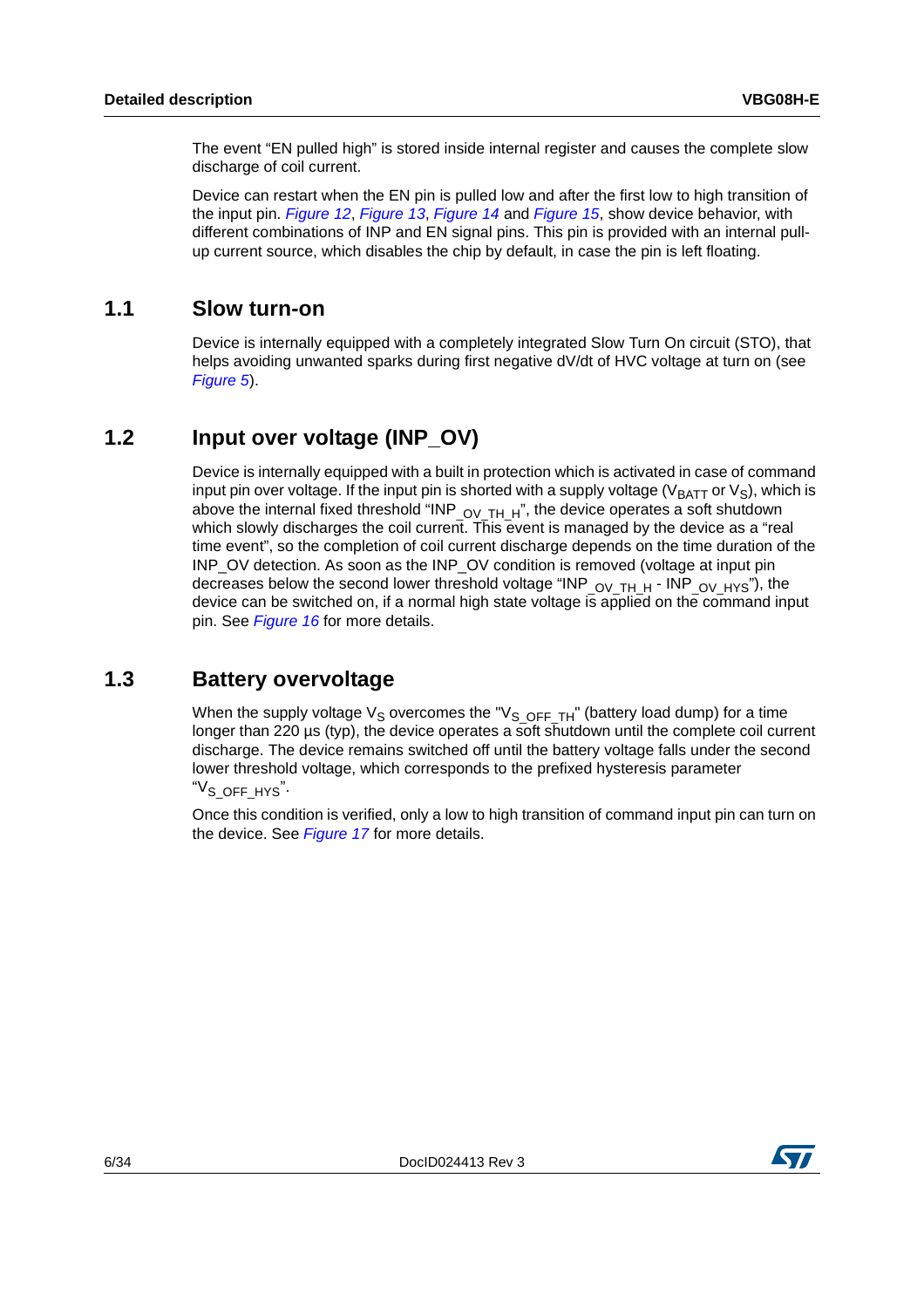The event “EN pulled high” is stored inside internal register and causes the complete slow discharge of coil current.

Device can restart when the EN pin is pulled low and after the first low to high transition of the input pin. *Figure 12*, *Figure 13*, *Figure 14* and *Figure 15*, show device behavior, with different combinations of INP and EN signal pins. This pin is provided with an internal pull-up current source, which disables the chip by default, in case the pin is left floating.

## 1.1 Slow turn-on

Device is internally equipped with a completely integrated Slow Turn On circuit (STO), that helps avoiding unwanted sparks during first negative dV/dt of HVC voltage at turn on (see *Figure 5*).

## 1.2 Input over voltage (INP_OV)

Device is internally equipped with a built in protection which is activated in case of command input pin over voltage. If the input pin is shorted with a supply voltage ($V_{BATT}$ or $V_S$), which is above the internal fixed threshold “$INP_{\_OV\_TH\_H}$”, the device operates a soft shutdown which slowly discharges the coil current. This event is managed by the device as a “real time event”, so the completion of coil current discharge depends on the time duration of the INP_OV detection. As soon as the INP_OV condition is removed (voltage at input pin decreases below the second lower threshold voltage “$INP_{\_OV\_TH\_H}$ - $INP_{\_OV\_HYS}$”), the device can be switched on, if a normal high state voltage is applied on the command input pin. See *Figure 16* for more details.

## 1.3 Battery overvoltage

When the supply voltage $V_S$ overcomes the "$V_{S\_OFF\_TH}$" (battery load dump) for a time longer than 220 µs (typ), the device operates a soft shutdown until the complete coil current discharge. The device remains switched off until the battery voltage falls under the second lower threshold voltage, which corresponds to the prefixed hysteresis parameter “$V_{S\_OFF\_HYS}$”.

Once this condition is verified, only a low to high transition of command input pin can turn on the device. See *Figure 17* for more details.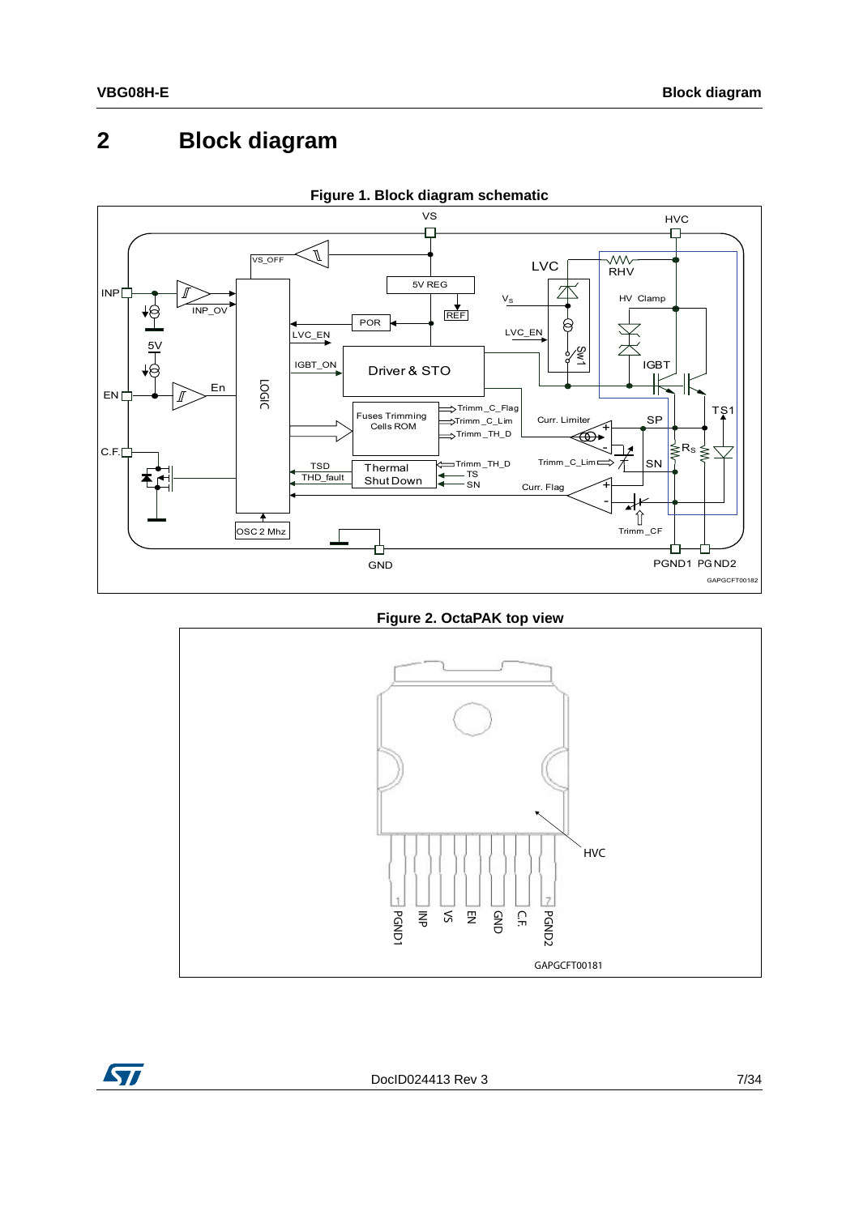# 2 Block diagram

**Figure 1. Block diagram schematic**

**Figure 2. OctaPAK top view**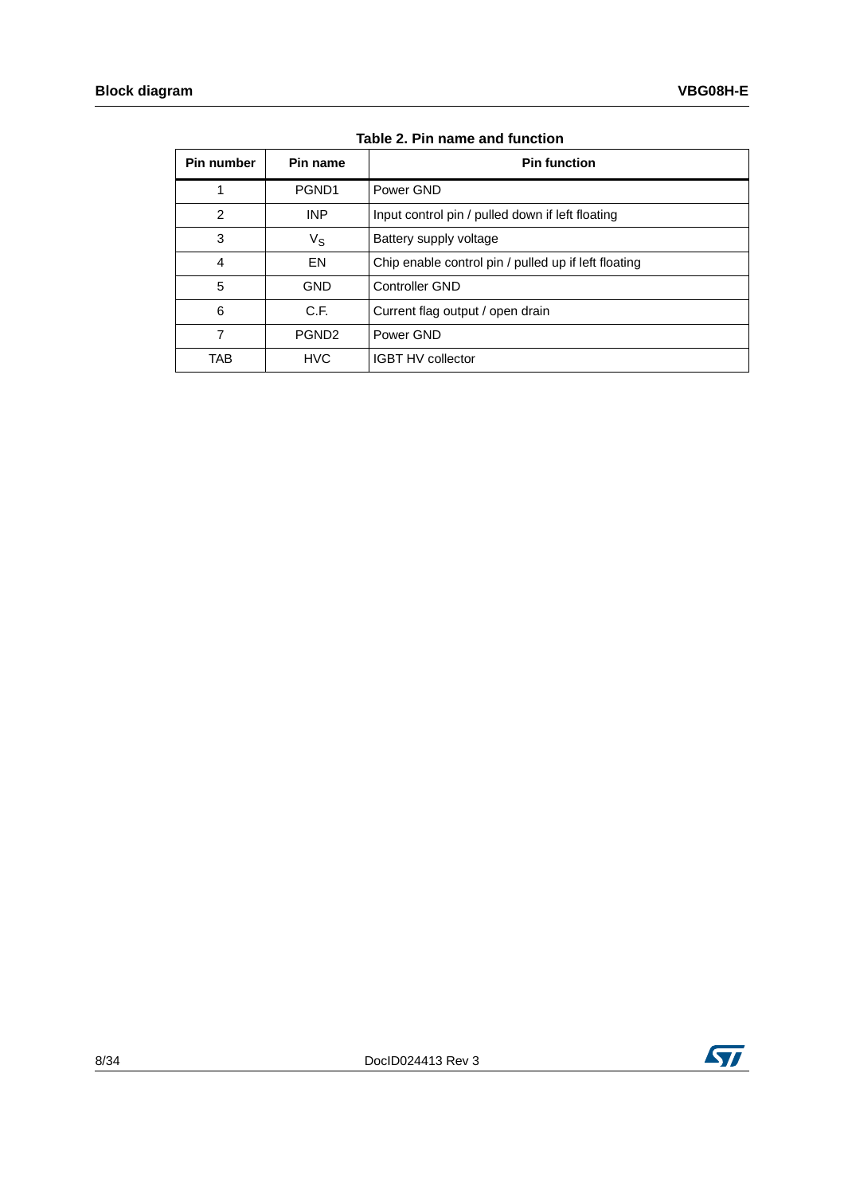Table 2. Pin name and function

| Pin number | Pin name | Pin function |
|---|---|---|
| 1 | PGND1 | Power GND |
| 2 | INP | Input control pin / pulled down if left floating |
| 3 | $V_S$ | Battery supply voltage |
| 4 | EN | Chip enable control pin / pulled up if left floating |
| 5 | GND | Controller GND |
| 6 | C.F. | Current flag output / open drain |
| 7 | PGND2 | Power GND |
| TAB | HVC | IGBT HV collector |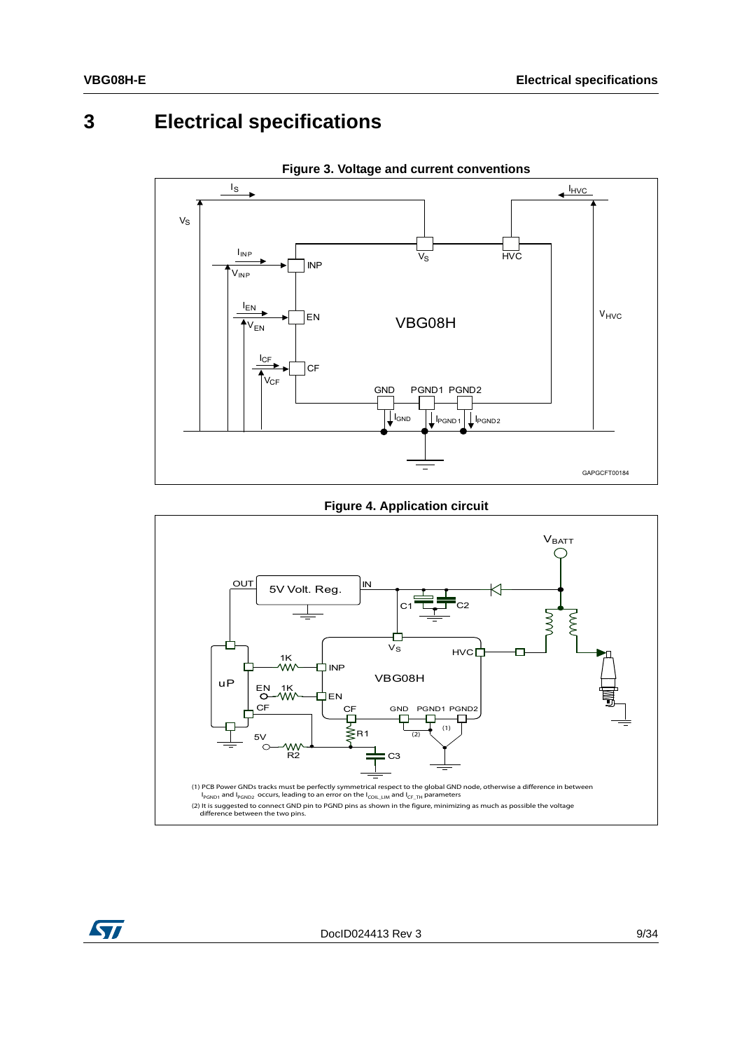# 3 Electrical specifications

**Figure 3. Voltage and current conventions**

**Figure 4. Application circuit**

(1) PCB Power GNDs tracks must be perfectly symmetrical respect to the global GND node, otherwise a difference in between $I_{PGND1}$ and $I_{PGND2}$ occurs, leading to an error on the $I_{COIL\_LIM}$ and $I_{CF\_TH}$ parameters

(2) It is suggested to connect GND pin to PGND pins as shown in the figure, minimizing as much as possible the voltage difference between the two pins.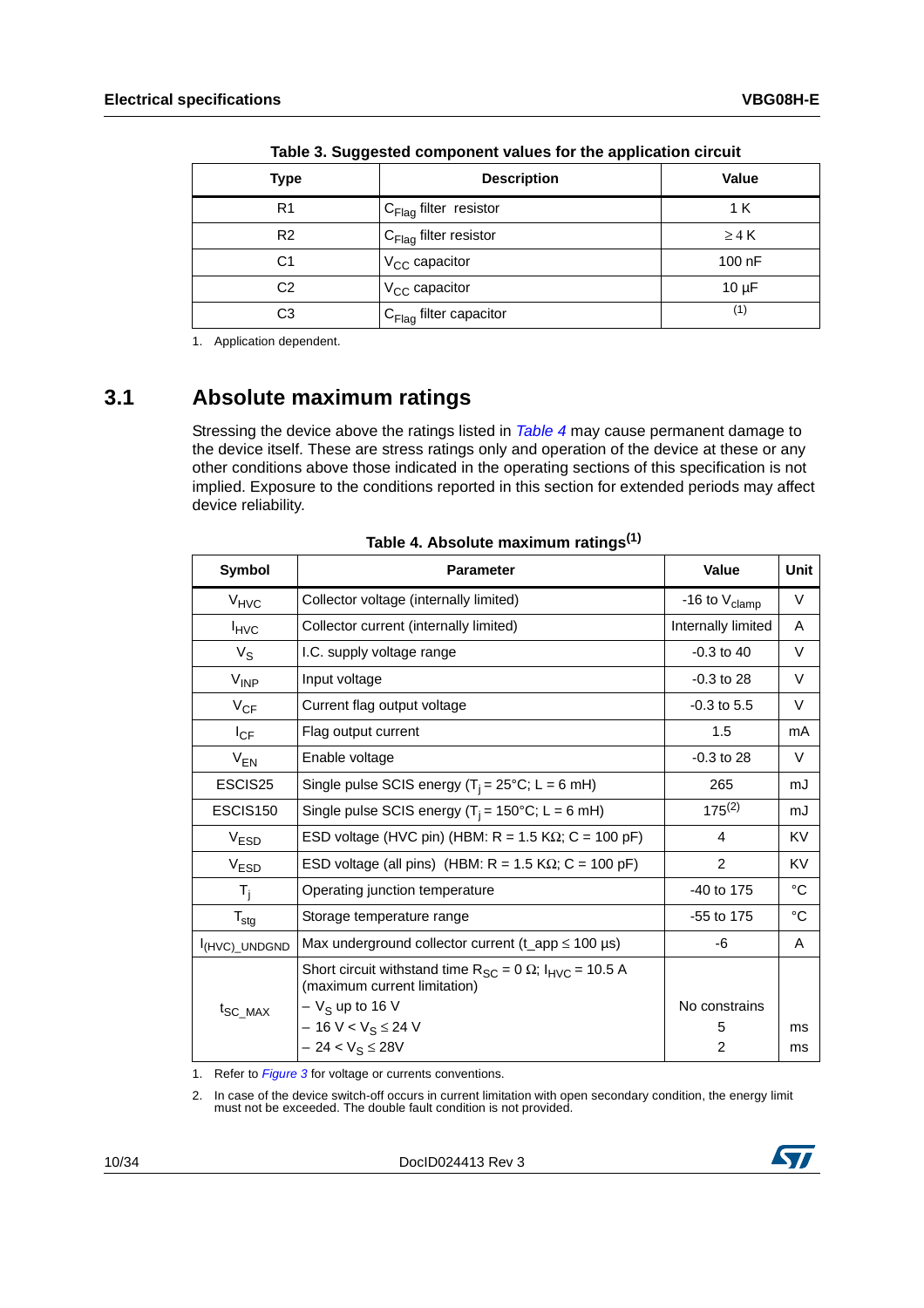**Table 3. Suggested component values for the application circuit**

| Type | Description | Value |
|---|---|---|
| R1 | $C_{Flag}$ filter resistor | 1 K |
| R2 | $C_{Flag}$ filter resistor | ≥ 4 K |
| C1 | $V_{CC}$ capacitor | 100 nF |
| C2 | $V_{CC}$ capacitor | 10 µF |
| C3 | $C_{Flag}$ filter capacitor | (1) |

1. Application dependent.

## 3.1 Absolute maximum ratings

Stressing the device above the ratings listed in *Table 4* may cause permanent damage to the device itself. These are stress ratings only and operation of the device at these or any other conditions above those indicated in the operating sections of this specification is not implied. Exposure to the conditions reported in this section for extended periods may affect device reliability.

**Table 4. Absolute maximum ratings[1]**

| Symbol | Parameter | Value | Unit |
|---|---|---|---|
| $V_{HVC}$ | Collector voltage (internally limited) | -16 to $V_{clamp}$ | V |
| $I_{HVC}$ | Collector current (internally limited) | Internally limited | A |
| $V_S$ | I.C. supply voltage range | -0.3 to 40 | V |
| $V_{INP}$ | Input voltage | -0.3 to 28 | V |
| $V_{CF}$ | Current flag output voltage | -0.3 to 5.5 | V |
| $I_{CF}$ | Flag output current | 1.5 | mA |
| $V_{EN}$ | Enable voltage | -0.3 to 28 | V |
| ESCIS25 | Single pulse SCIS energy ($T_j$ = 25°C; L = 6 mH) | 265 | mJ |
| ESCIS150 | Single pulse SCIS energy ($T_j$ = 150°C; L = 6 mH) | 175[2] | mJ |
| $V_{ESD}$ | ESD voltage (HVC pin) (HBM: R = 1.5 KΩ; C = 100 pF) | 4 | KV |
| $V_{ESD}$ | ESD voltage (all pins) (HBM: R = 1.5 KΩ; C = 100 pF) | 2 | KV |
| $T_j$ | Operating junction temperature | -40 to 175 | °C |
| $T_{stg}$ | Storage temperature range | -55 to 175 | °C |
| $I_{(HVC)\_UNDGND}$ | Max underground collector current (t_app ≤ 100 µs) | -6 | A |
| $t_{SC\_MAX}$ | Short circuit withstand time $R_{SC}$ = 0 Ω; $I_{HVC}$ = 10.5 A (maximum current limitation)<br>– $V_S$ up to 16 V<br>– 16 V < $V_S$ ≤ 24 V<br>– 24 < $V_S$ ≤ 28V | <br>No constrains<br>5<br>2 | <br><br>ms<br>ms |

1. Refer to *Figure 3* for voltage or currents conventions.
2. In case of the device switch-off occurs in current limitation with open secondary condition, the energy limit must not be exceeded. The double fault condition is not provided.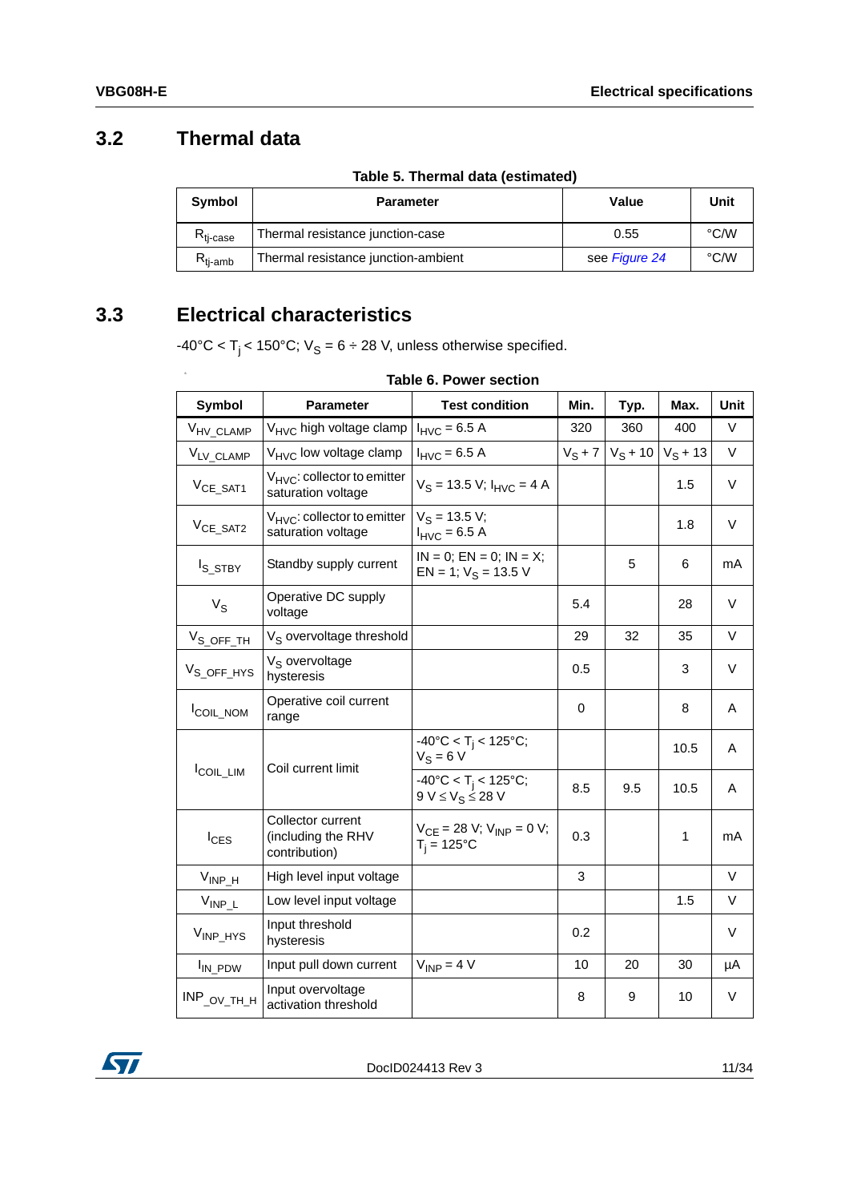## 3.2 Thermal data

**Table 5. Thermal data (estimated)**

| Symbol | Parameter | Value | Unit |
|---|---|---|---|
| $R_{tj\text{-}case}$ | Thermal resistance junction-case | 0.55 | °C/W |
| $R_{tj\text{-}amb}$ | Thermal resistance junction-ambient | see *Figure 24* | °C/W |

## 3.3 Electrical characteristics

-40°C < $T_j$ < 150°C; $V_S$ = 6 ÷ 28 V, unless otherwise specified.

**Table 6. Power section**

| Symbol | Parameter | Test condition | Min. | Typ. | Max. | Unit |
|---|---|---|---|---|---|---|
| $V_{HV\_CLAMP}$ | $V_{HVC}$ high voltage clamp | $I_{HVC}$ = 6.5 A | 320 | 360 | 400 | V |
| $V_{LV\_CLAMP}$ | $V_{HVC}$ low voltage clamp | $I_{HVC}$ = 6.5 A | $V_S$ + 7 | $V_S$ + 10 | $V_S$ + 13 | V |
| $V_{CE\_SAT1}$ | $V_{HVC}$: collector to emitter saturation voltage | $V_S$ = 13.5 V; $I_{HVC}$ = 4 A | | | 1.5 | V |
| $V_{CE\_SAT2}$ | $V_{HVC}$: collector to emitter saturation voltage | $V_S$ = 13.5 V; $I_{HVC}$ = 6.5 A | | | 1.8 | V |
| $I_{S\_STBY}$ | Standby supply current | IN = 0; EN = 0; IN = X; EN = 1; $V_S$ = 13.5 V | | 5 | 6 | mA |
| $V_S$ | Operative DC supply voltage | | 5.4 | | 28 | V |
| $V_{S\_OFF\_TH}$ | $V_S$ overvoltage threshold | | 29 | 32 | 35 | V |
| $V_{S\_OFF\_HYS}$ | $V_S$ overvoltage hysteresis | | 0.5 | | 3 | V |
| $I_{COIL\_NOM}$ | Operative coil current range | | 0 | | 8 | A |
| $I_{COIL\_LIM}$ | Coil current limit | -40°C < $T_j$ < 125°C; $V_S$ = 6 V | | | 10.5 | A |
| | | -40°C < $T_j$ < 125°C; 9 V ≤ $V_S$ ≤ 28 V | 8.5 | 9.5 | 10.5 | A |
| $I_{CES}$ | Collector current (including the RHV contribution) | $V_{CE}$ = 28 V; $V_{INP}$ = 0 V; $T_j$ = 125°C | 0.3 | | 1 | mA |
| $V_{INP\_H}$ | High level input voltage | | 3 | | | V |
| $V_{INP\_L}$ | Low level input voltage | | | | 1.5 | V |
| $V_{INP\_HYS}$ | Input threshold hysteresis | | 0.2 | | | V |
| $I_{IN\_PDW}$ | Input pull down current | $V_{INP}$ = 4 V | 10 | 20 | 30 | µA |
| $INP_{\_OV\_TH\_H}$ | Input overvoltage activation threshold | | 8 | 9 | 10 | V |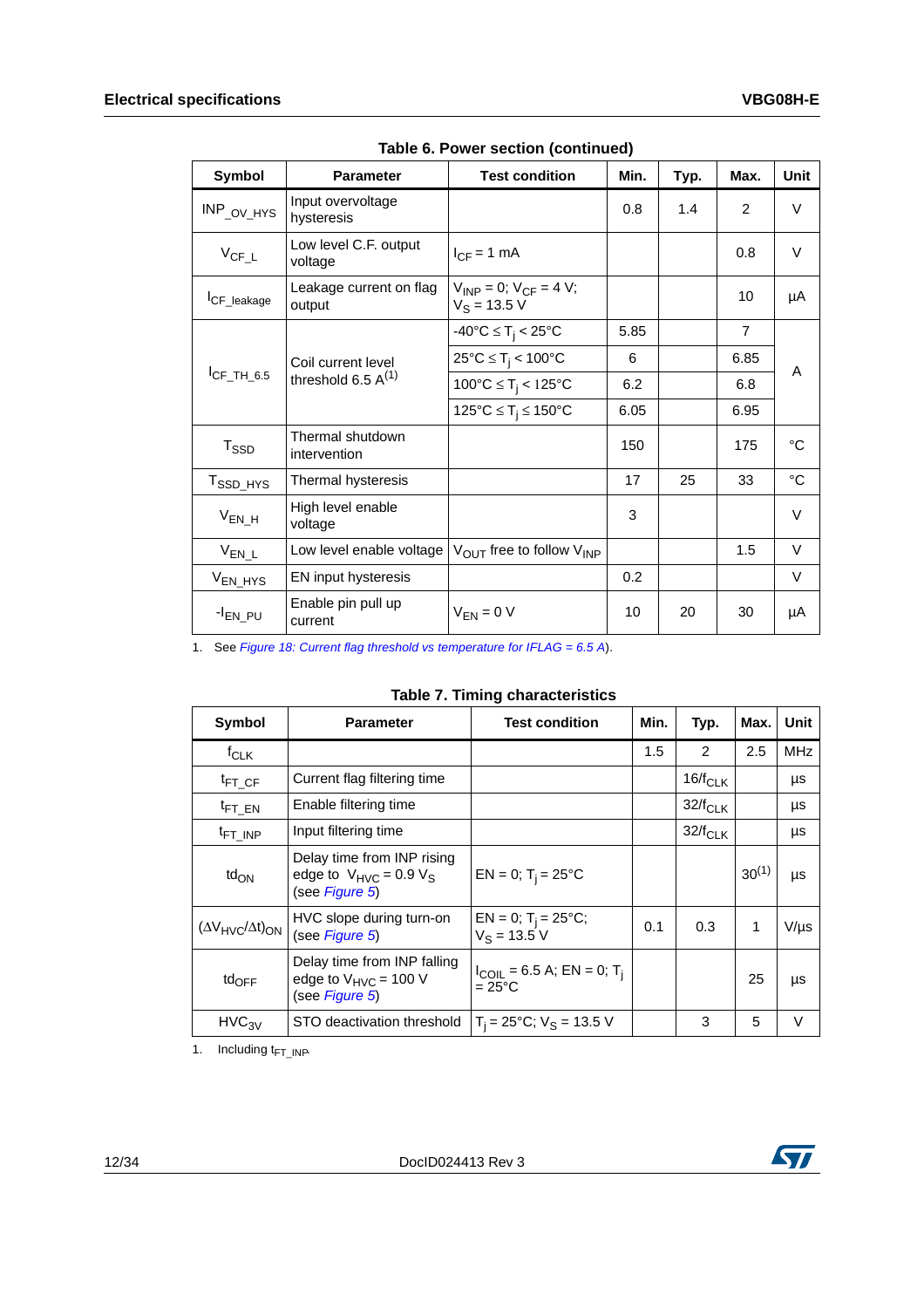**Table 6. Power section (continued)**

| Symbol | Parameter | Test condition | Min. | Typ. | Max. | Unit |
|---|---|---|---|---|---|---|
| $INP_{\_OV\_HYS}$ | Input overvoltage hysteresis | | 0.8 | 1.4 | 2 | V |
| $V_{CF\_L}$ | Low level C.F. output voltage | $I_{CF}$ = 1 mA | | | 0.8 | V |
| $I_{CF\_leakage}$ | Leakage current on flag output | $V_{INP}$ = 0; $V_{CF}$ = 4 V; $V_S$ = 13.5 V | | | 10 | µA |
| $I_{CF\_TH\_6.5}$ | Coil current level threshold 6.5 A[1] | -40°C ≤ $T_j$ < 25°C | 5.85 | | 7 | A |
| | | 25°C ≤ $T_j$ < 100°C | 6 | | 6.85 | |
| | | 100°C ≤ $T_j$ < 125°C | 6.2 | | 6.8 | |
| | | 125°C ≤ $T_j$ ≤ 150°C | 6.05 | | 6.95 | |
| $T_{SSD}$ | Thermal shutdown intervention | | 150 | | 175 | °C |
| $T_{SSD\_HYS}$ | Thermal hysteresis | | 17 | 25 | 33 | °C |
| $V_{EN\_H}$ | High level enable voltage | | 3 | | | V |
| $V_{EN\_L}$ | Low level enable voltage | $V_{OUT}$ free to follow $V_{INP}$ | | | 1.5 | V |
| $V_{EN\_HYS}$ | EN input hysteresis | | 0.2 | | | V |
| $-I_{EN\_PU}$ | Enable pin pull up current | $V_{EN}$ = 0 V | 10 | 20 | 30 | µA |

1. See *Figure 18: Current flag threshold vs temperature for IFLAG = 6.5 A*).

**Table 7. Timing characteristics**

| Symbol | Parameter | Test condition | Min. | Typ. | Max. | Unit |
|---|---|---|---|---|---|---|
| $f_{CLK}$ | | | 1.5 | 2 | 2.5 | MHz |
| $t_{FT\_CF}$ | Current flag filtering time | | | $16/f_{CLK}$ | | µs |
| $t_{FT\_EN}$ | Enable filtering time | | | $32/f_{CLK}$ | | µs |
| $t_{FT\_INP}$ | Input filtering time | | | $32/f_{CLK}$ | | µs |
| $td_{ON}$ | Delay time from INP rising edge to $V_{HVC}$ = 0.9 $V_S$ (see *Figure 5*) | EN = 0; $T_j$ = 25°C | | | 30[1] | µs |
| $(\Delta V_{HVC}/\Delta t)_{ON}$ | HVC slope during turn-on (see *Figure 5*) | EN = 0; $T_j$ = 25°C; $V_S$ = 13.5 V | 0.1 | 0.3 | 1 | V/µs |
| $td_{OFF}$ | Delay time from INP falling edge to $V_{HVC}$ = 100 V (see *Figure 5*) | $I_{COIL}$ = 6.5 A; EN = 0; $T_j$ = 25°C | | | 25 | µs |
| $HVC_{3V}$ | STO deactivation threshold | $T_j$ = 25°C; $V_S$ = 13.5 V | | 3 | 5 | V |

1. Including $t_{FT\_INP}$.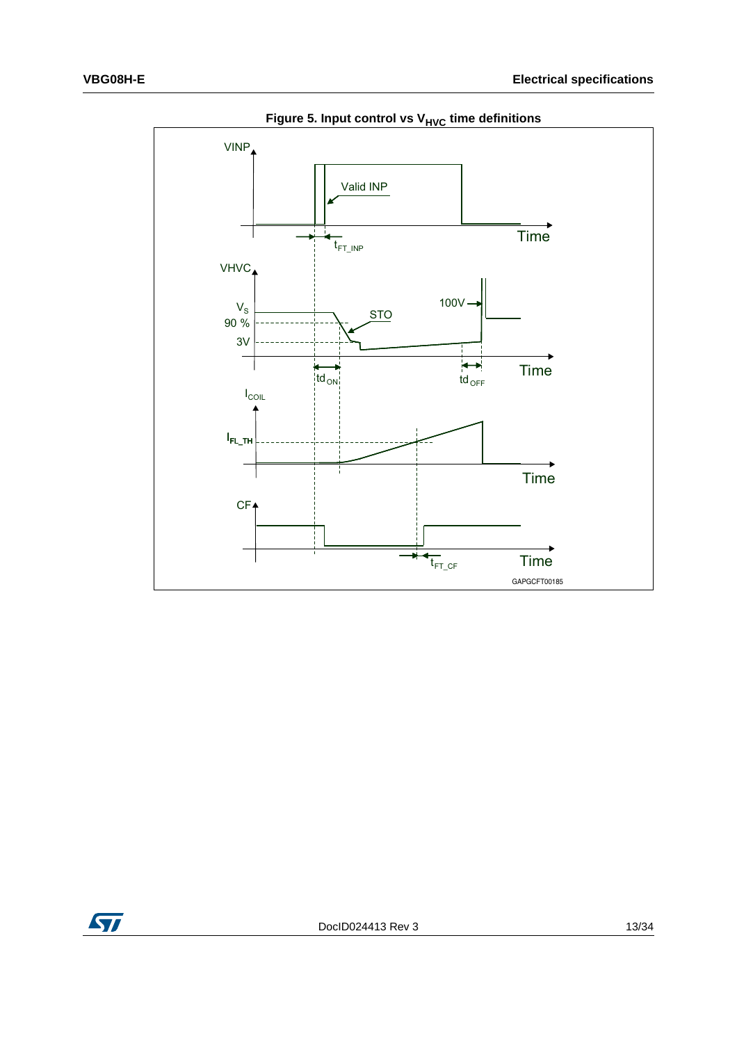**Figure 5. Input control vs $V_{HVC}$ time definitions**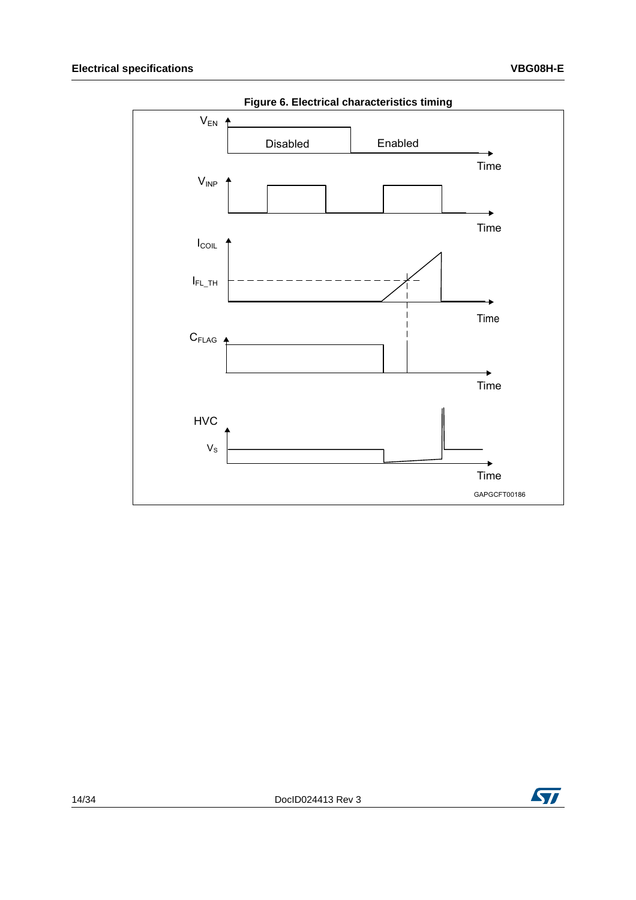**Figure 6. Electrical characteristics timing**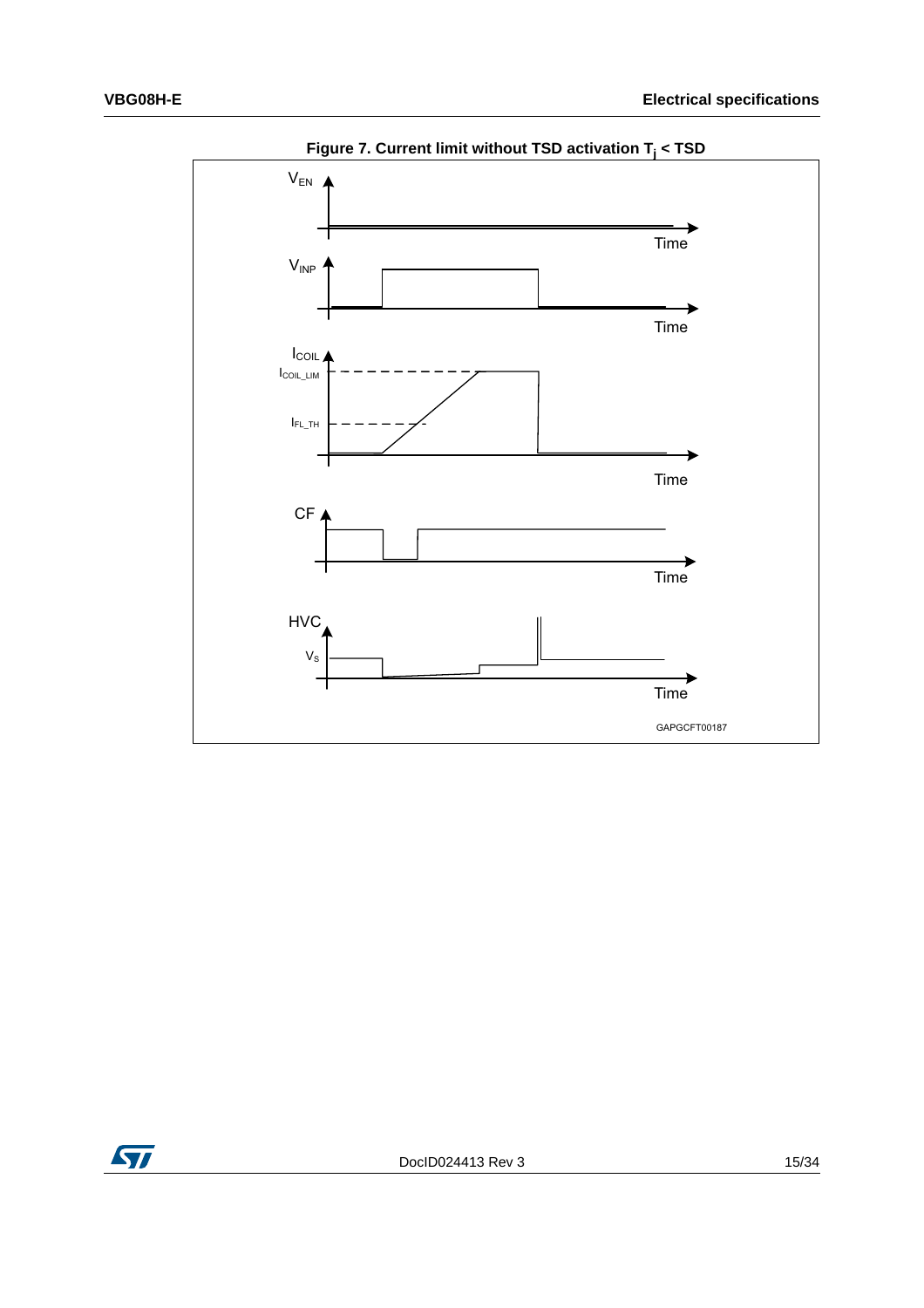**Figure 7. Current limit without TSD activation $T_j$ < TSD**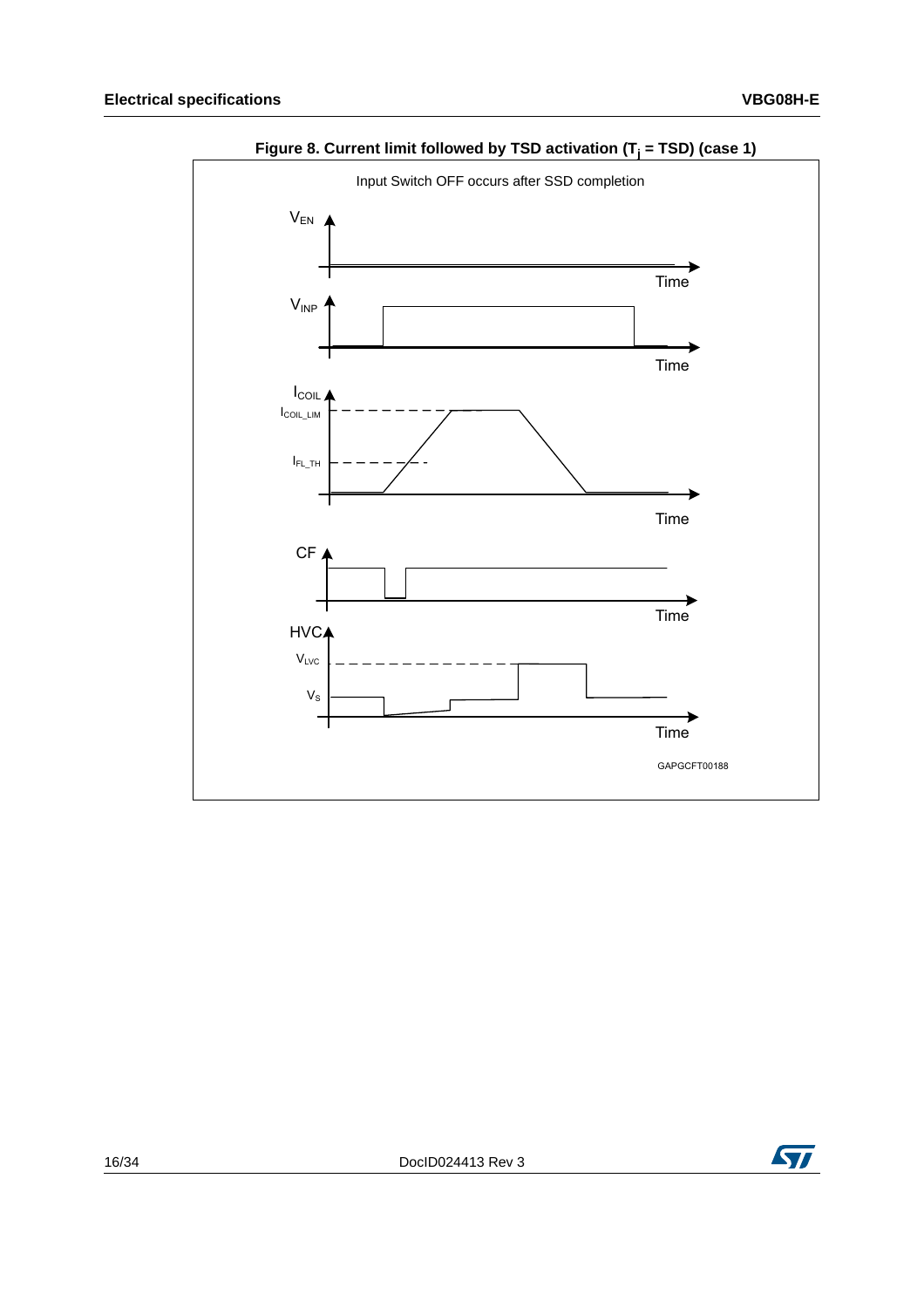**Figure 8. Current limit followed by TSD activation ($T_j$ = TSD) (case 1)**

Input Switch OFF occurs after SSD completion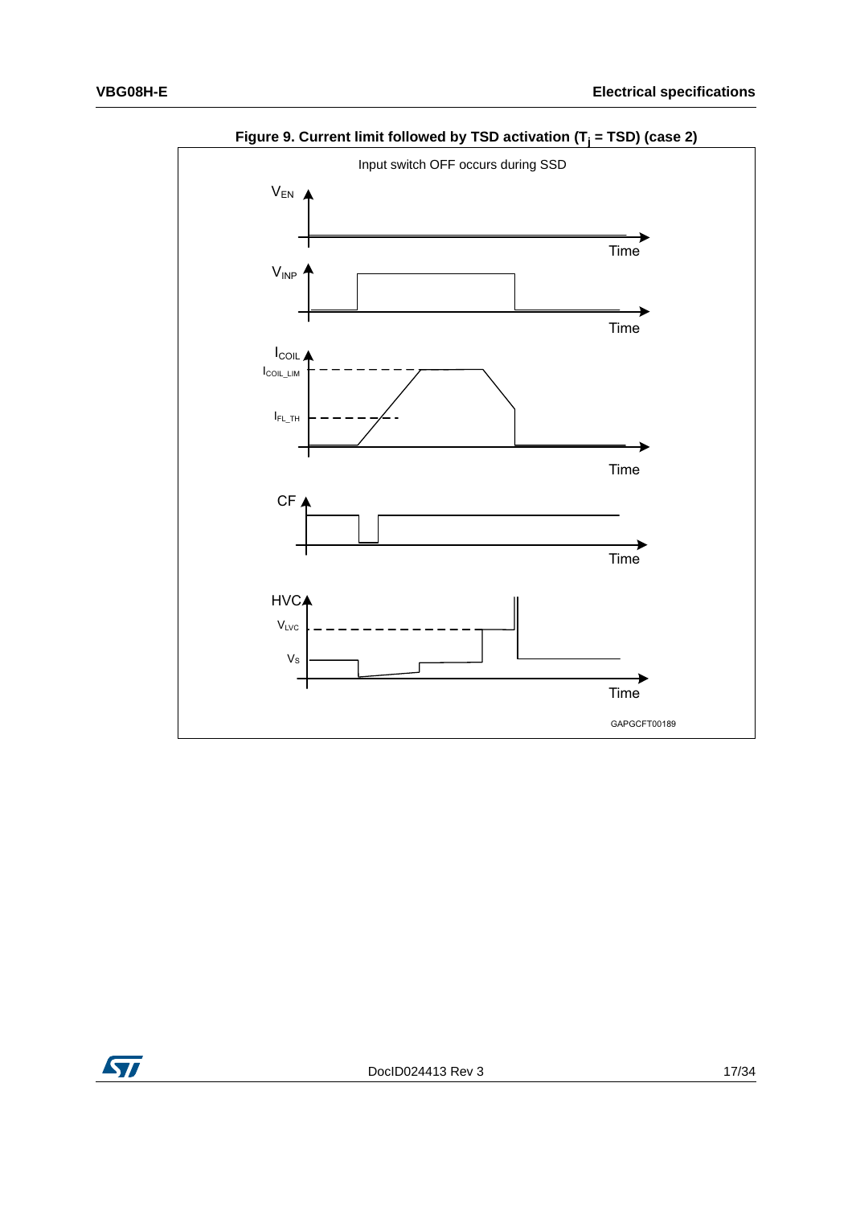**Figure 9. Current limit followed by TSD activation ($T_j$ = TSD) (case 2)**

Input switch OFF occurs during SSD

$V_{EN}$

Time

$V_{INP}$

Time

$I_{COIL}$

$I_{COIL\_LIM}$

$I_{FL\_TH}$

Time

CF

Time

HVC

$V_{LVC}$

$V_S$

Time

GAPGCFT00189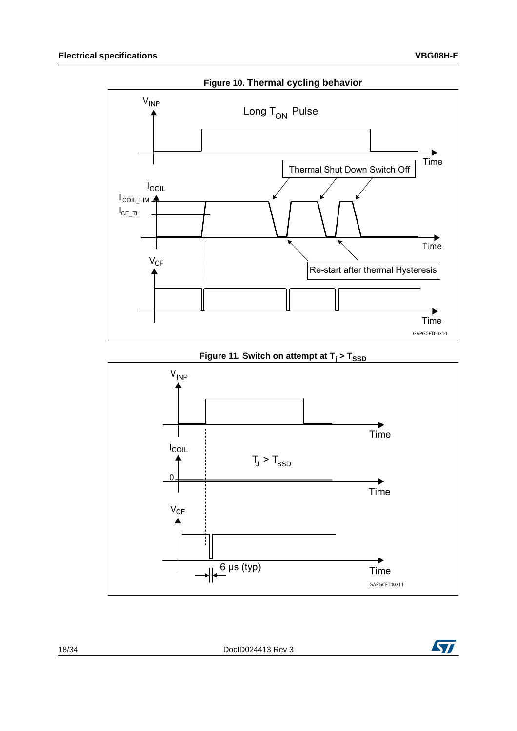**Figure 10. Thermal cycling behavior**

**Figure 11. Switch on attempt at $T_j > T_{SSD}$**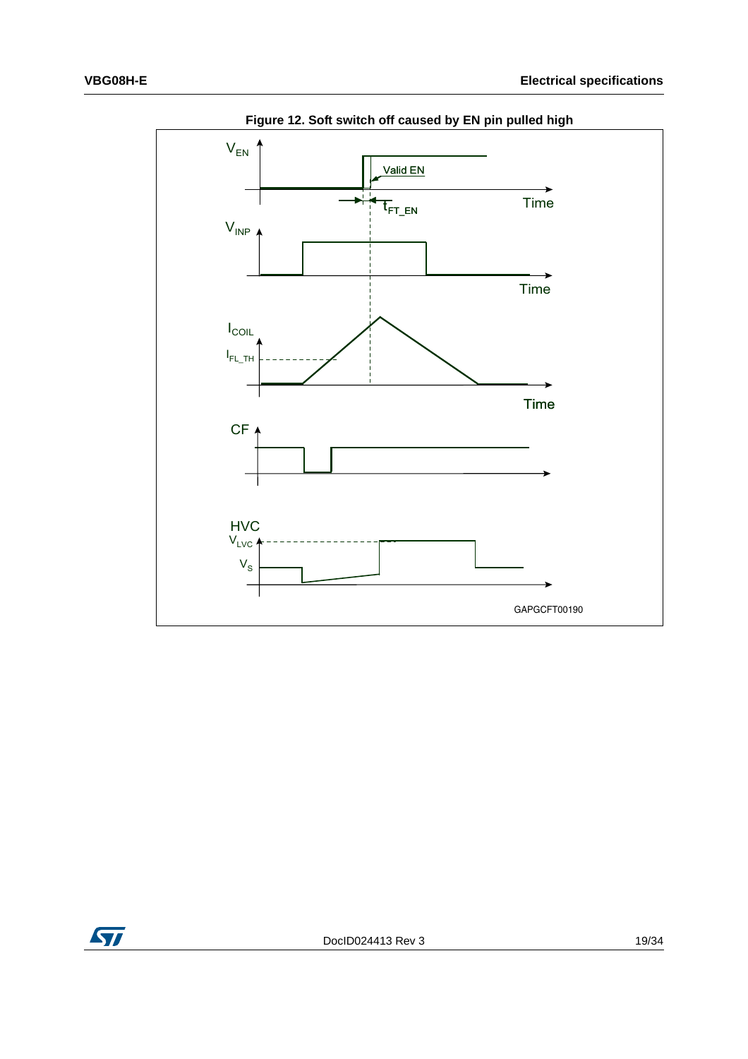**Figure 12. Soft switch off caused by EN pin pulled high**

$V_{EN}$

Valid EN

$t_{FT\_EN}$

Time

$V_{INP}$

Time

$I_{COIL}$

$I_{FL\_TH}$

Time

CF

HVC

$V_{LVC}$

$V_S$

GAPGCFT00190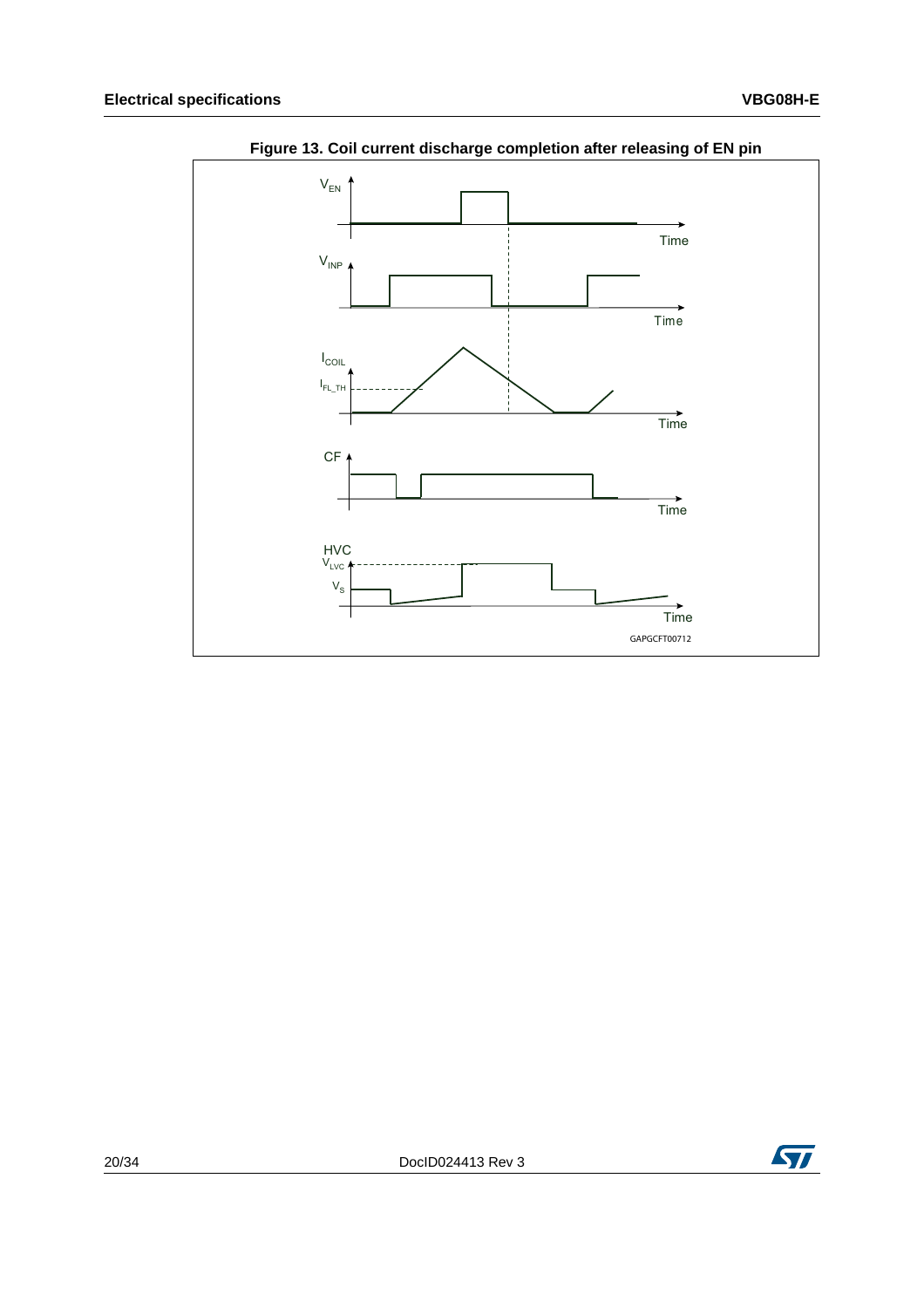**Figure 13. Coil current discharge completion after releasing of EN pin**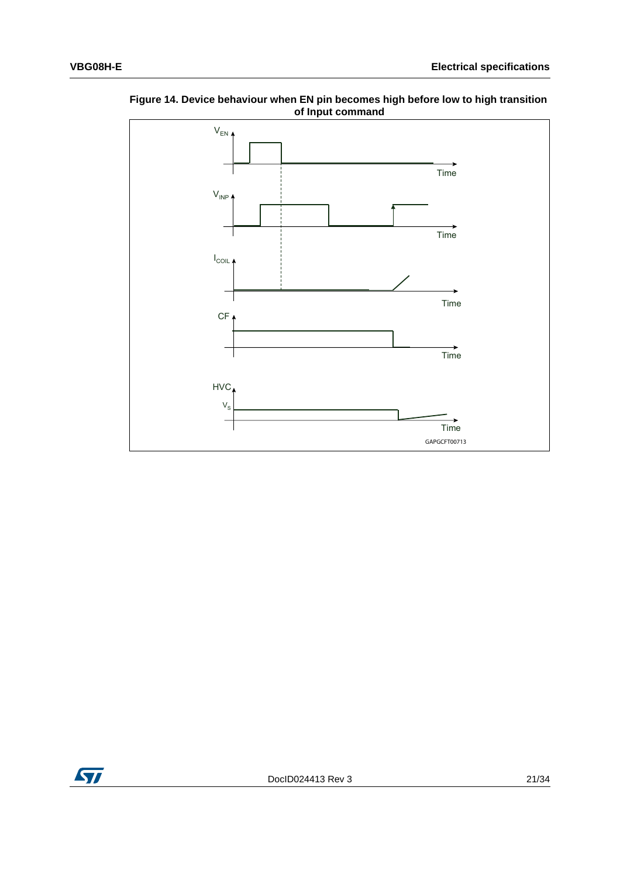**Figure 14. Device behaviour when EN pin becomes high before low to high transition of Input command**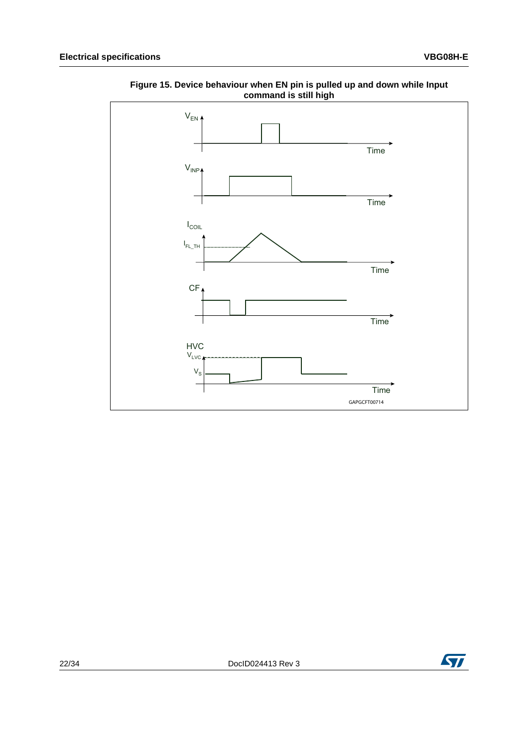**Figure 15. Device behaviour when EN pin is pulled up and down while Input command is still high**

$V_{EN}$

Time

$V_{INP}$

Time

$I_{COIL}$

$I_{FL\_TH}$

Time

CF

Time

HVC

$V_{LVC}$

$V_S$

Time

GAPGCFT00714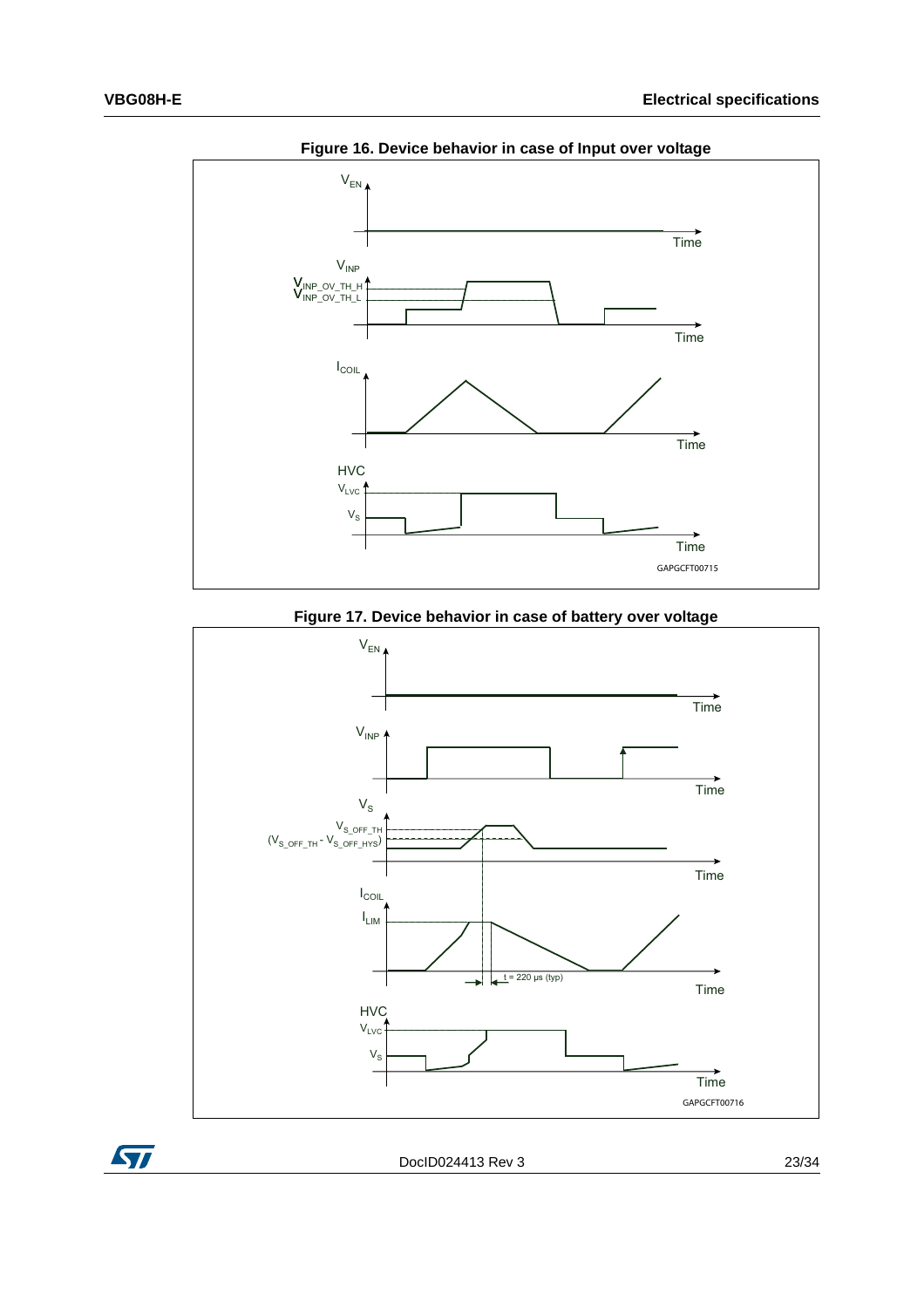**Figure 16. Device behavior in case of Input over voltage**

**Figure 17. Device behavior in case of battery over voltage**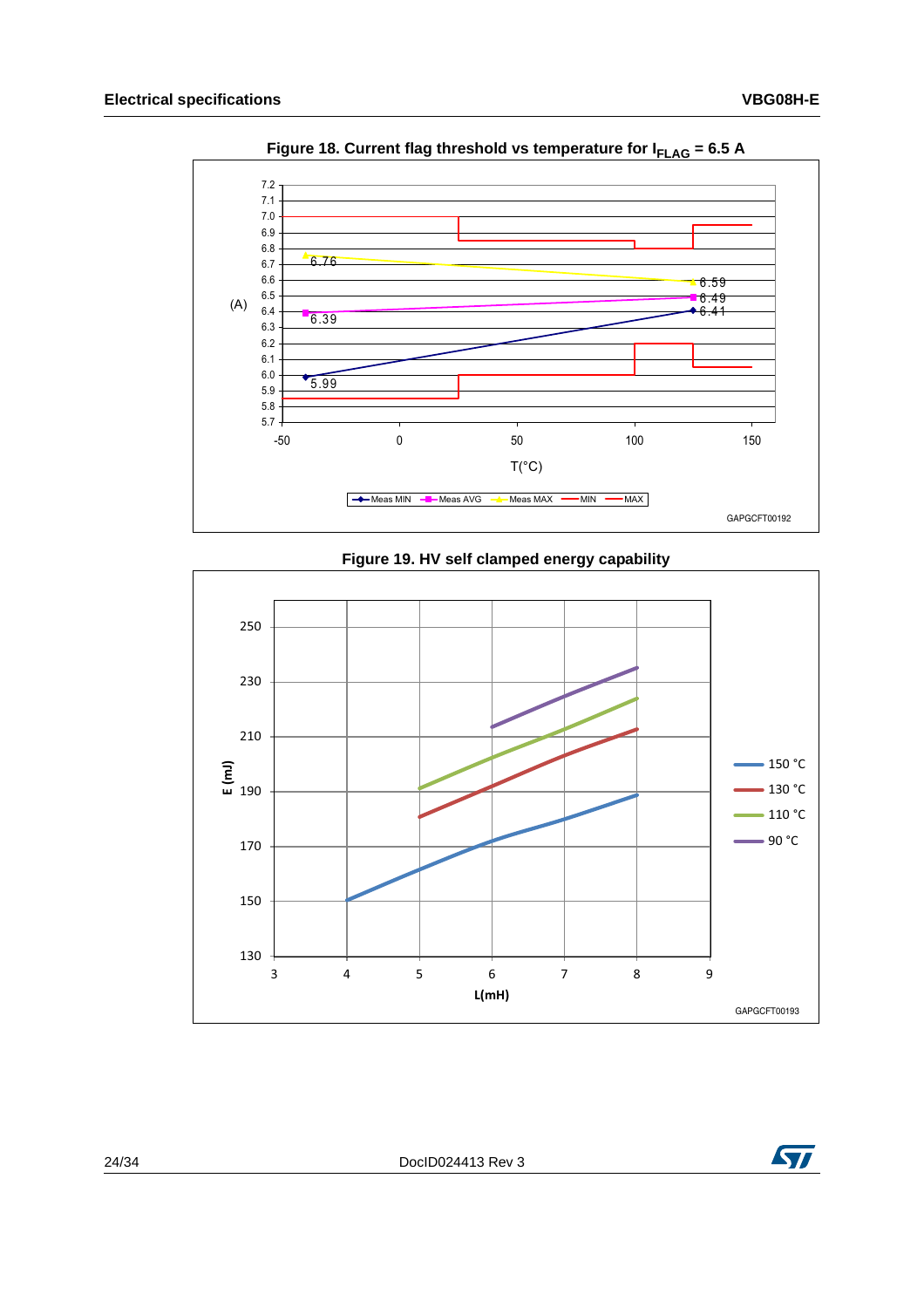**Figure 18. Current flag threshold vs temperature for $I_{FLAG}$ = 6.5 A**

**Figure 19. HV self clamped energy capability**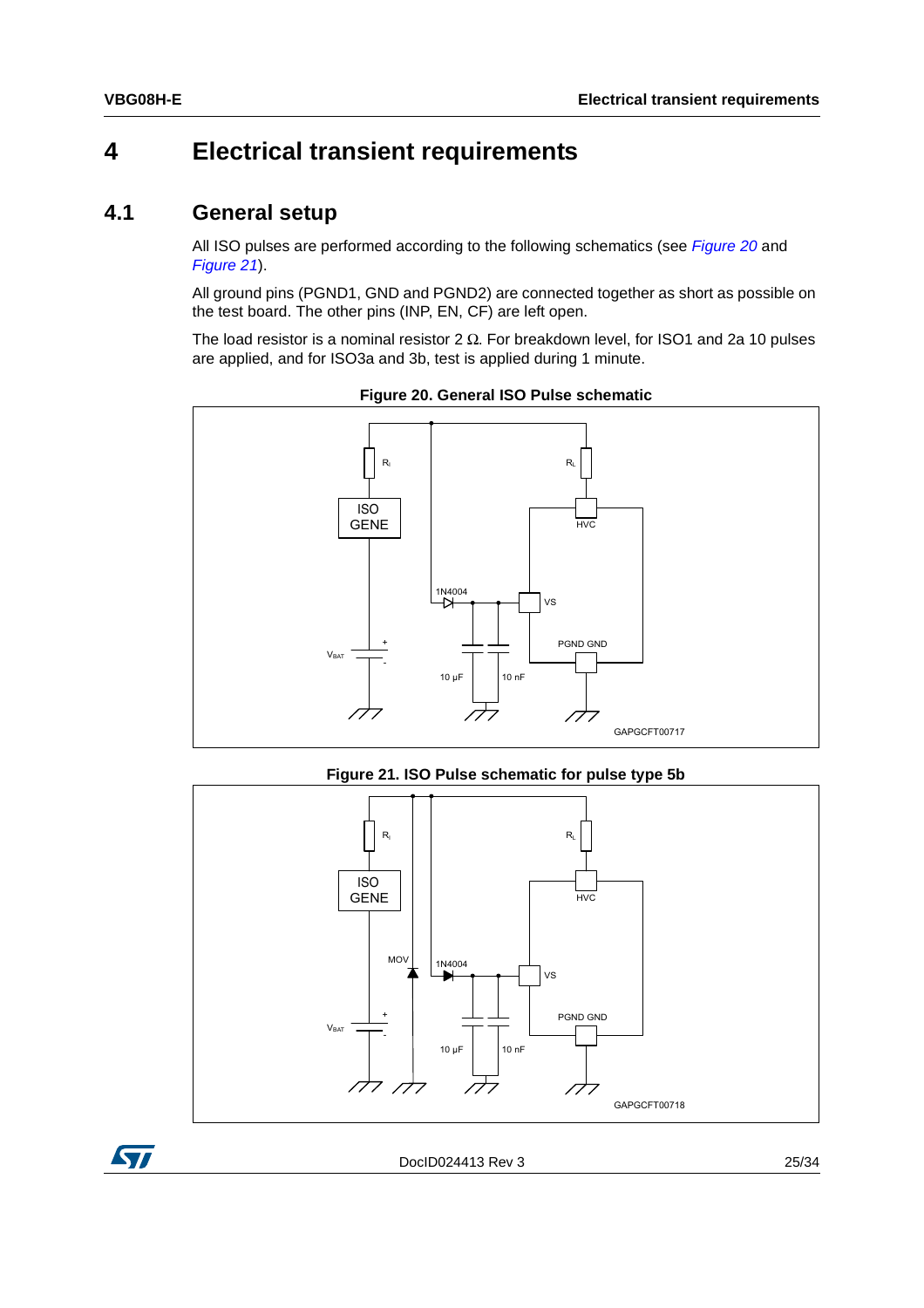# 4 Electrical transient requirements

## 4.1 General setup

All ISO pulses are performed according to the following schematics (see *Figure 20* and *Figure 21*).

All ground pins (PGND1, GND and PGND2) are connected together as short as possible on the test board. The other pins (INP, EN, CF) are left open.

The load resistor is a nominal resistor 2 Ω. For breakdown level, for ISO1 and 2a 10 pulses are applied, and for ISO3a and 3b, test is applied during 1 minute.

**Figure 20. General ISO Pulse schematic**

**Figure 21. ISO Pulse schematic for pulse type 5b**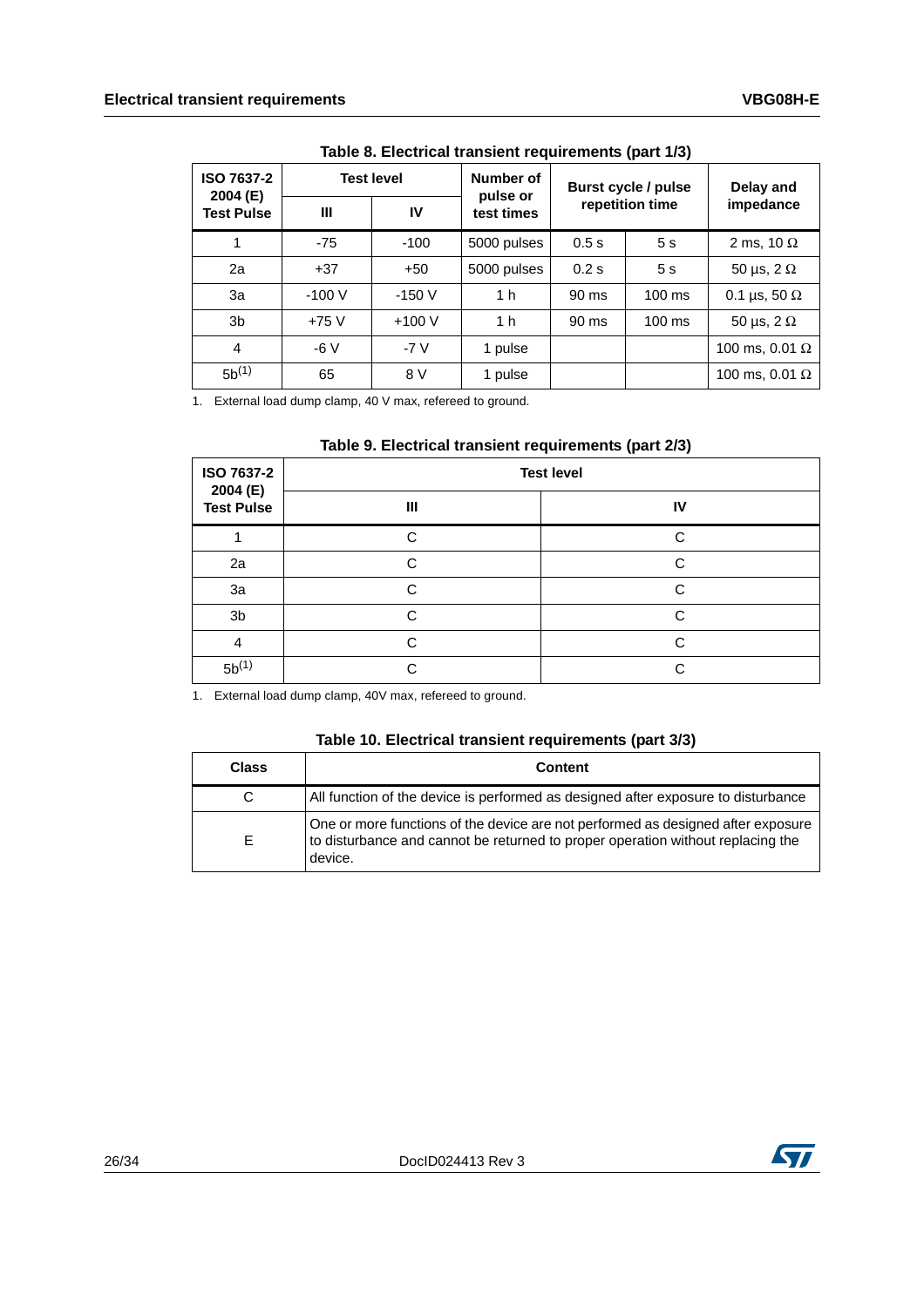**Table 8. Electrical transient requirements (part 1/3)**

| ISO 7637-2 2004 (E) Test Pulse | Test level | | Number of pulse or test times | Burst cycle / pulse repetition time | | Delay and impedance |
|---|---|---|---|---|---|---|
| | III | IV | | | | |
| 1 | -75 | -100 | 5000 pulses | 0.5 s | 5 s | 2 ms, 10 Ω |
| 2a | +37 | +50 | 5000 pulses | 0.2 s | 5 s | 50 µs, 2 Ω |
| 3a | -100 V | -150 V | 1 h | 90 ms | 100 ms | 0.1 µs, 50 Ω |
| 3b | +75 V | +100 V | 1 h | 90 ms | 100 ms | 50 µs, 2 Ω |
| 4 | -6 V | -7 V | 1 pulse | | | 100 ms, 0.01 Ω |
| 5b(1) | 65 | 8 V | 1 pulse | | | 100 ms, 0.01 Ω |

1. External load dump clamp, 40 V max, refereed to ground.

**Table 9. Electrical transient requirements (part 2/3)**

| ISO 7637-2 2004 (E) Test Pulse | Test level | |
|---|---|---|
| | III | IV |
| 1 | C | C |
| 2a | C | C |
| 3a | C | C |
| 3b | C | C |
| 4 | C | C |
| 5b(1) | C | C |

1. External load dump clamp, 40V max, refereed to ground.

**Table 10. Electrical transient requirements (part 3/3)**

| Class | Content |
|---|---|
| C | All function of the device is performed as designed after exposure to disturbance |
| E | One or more functions of the device are not performed as designed after exposure to disturbance and cannot be returned to proper operation without replacing the device. |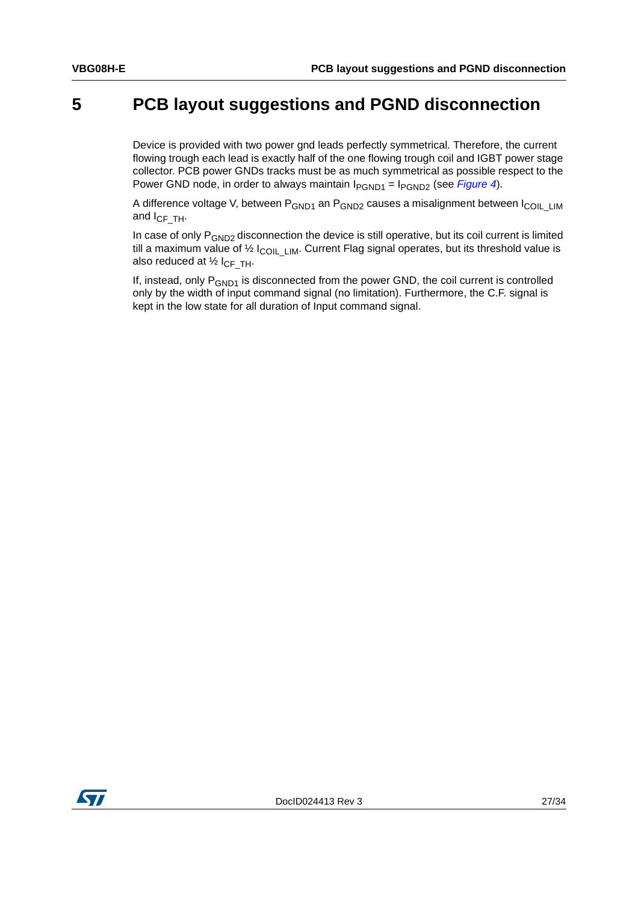# 5 PCB layout suggestions and PGND disconnection

Device is provided with two power gnd leads perfectly symmetrical. Therefore, the current flowing trough each lead is exactly half of the one flowing trough coil and IGBT power stage collector. PCB power GNDs tracks must be as much symmetrical as possible respect to the Power GND node, in order to always maintain $I_{PGND1} = I_{PGND2}$ (see *Figure 4*).

A difference voltage V, between $P_{GND1}$ an $P_{GND2}$ causes a misalignment between $I_{COIL\_LIM}$ and $I_{CF\_TH}$.

In case of only $P_{GND2}$ disconnection the device is still operative, but its coil current is limited till a maximum value of ½ $I_{COIL\_LIM}$. Current Flag signal operates, but its threshold value is also reduced at ½ $I_{CF\_TH}$.

If, instead, only $P_{GND1}$ is disconnected from the power GND, the coil current is controlled only by the width of input command signal (no limitation). Furthermore, the C.F. signal is kept in the low state for all duration of Input command signal.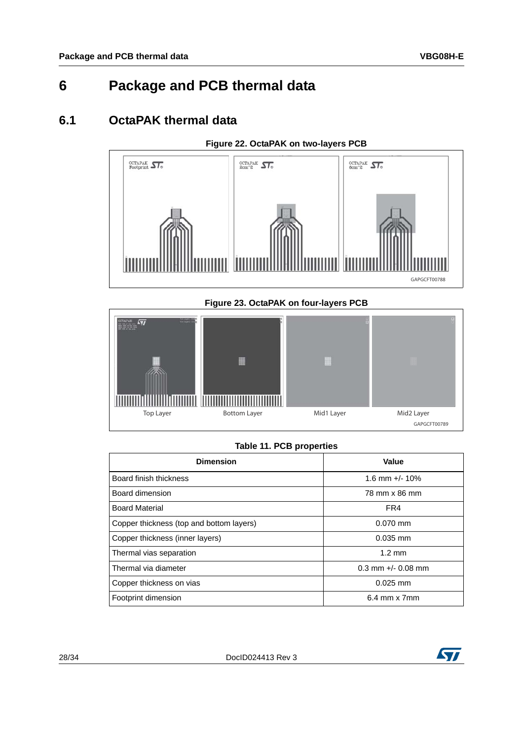# 6 Package and PCB thermal data

## 6.1 OctaPAK thermal data

**Figure 22. OctaPAK on two-layers PCB**

**Figure 23. OctaPAK on four-layers PCB**

**Table 11. PCB properties**

| Dimension | Value |
|---|---|
| Board finish thickness | 1.6 mm +/- 10% |
| Board dimension | 78 mm x 86 mm |
| Board Material | FR4 |
| Copper thickness (top and bottom layers) | 0.070 mm |
| Copper thickness (inner layers) | 0.035 mm |
| Thermal vias separation | 1.2 mm |
| Thermal via diameter | 0.3 mm +/- 0.08 mm |
| Copper thickness on vias | 0.025 mm |
| Footprint dimension | 6.4 mm x 7mm |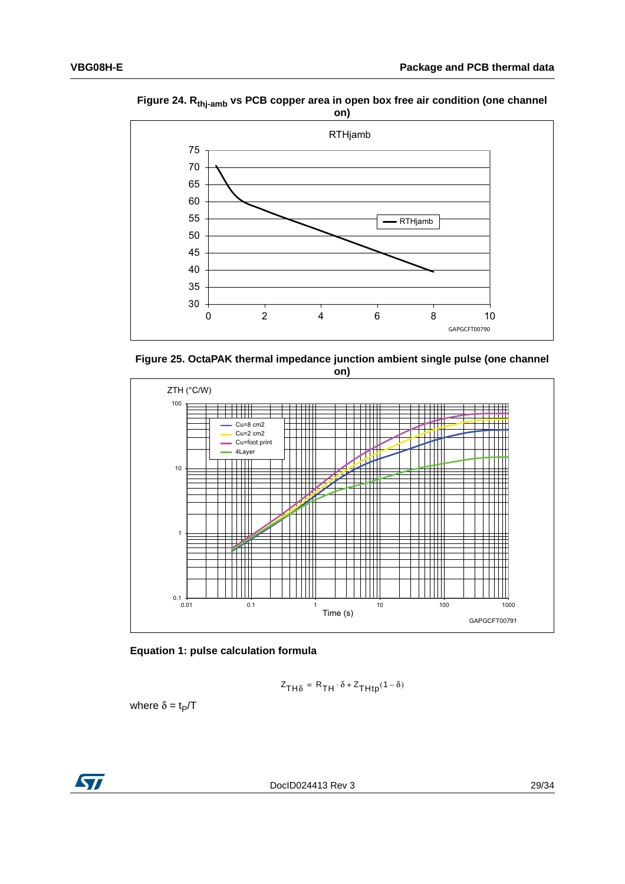**Figure 24. $R_{thj-amb}$ vs PCB copper area in open box free air condition (one channel on)**

**Figure 25. OctaPAK thermal impedance junction ambient single pulse (one channel on)**

**Equation 1: pulse calculation formula**

$$Z_{TH\delta} = R_{TH} \cdot \delta + Z_{THtp}(1 - \delta)$$

where $\delta = t_P/T$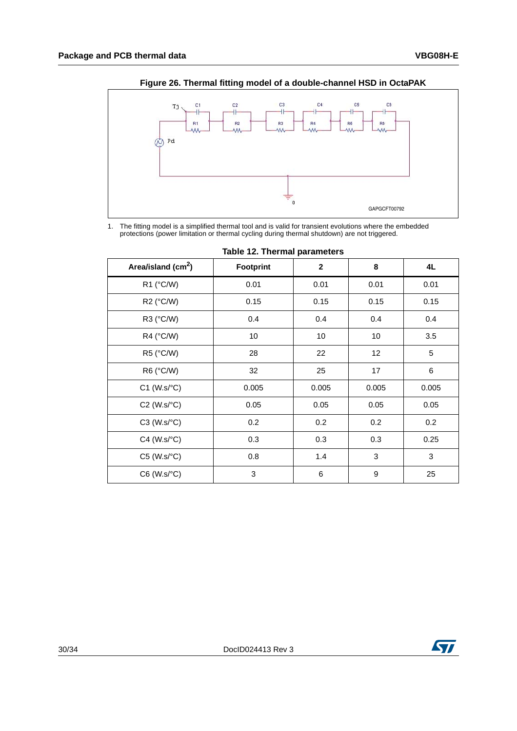**Figure 26. Thermal fitting model of a double-channel HSD in OctaPAK**

1. The fitting model is a simplified thermal tool and is valid for transient evolutions where the embedded protections (power limitation or thermal cycling during thermal shutdown) are not triggered.

**Table 12. Thermal parameters**

| Area/island ($cm^2$) | Footprint | 2 | 8 | 4L |
|---|---|---|---|---|
| R1 (°C/W) | 0.01 | 0.01 | 0.01 | 0.01 |
| R2 (°C/W) | 0.15 | 0.15 | 0.15 | 0.15 |
| R3 (°C/W) | 0.4 | 0.4 | 0.4 | 0.4 |
| R4 (°C/W) | 10 | 10 | 10 | 3.5 |
| R5 (°C/W) | 28 | 22 | 12 | 5 |
| R6 (°C/W) | 32 | 25 | 17 | 6 |
| C1 (W.s/°C) | 0.005 | 0.005 | 0.005 | 0.005 |
| C2 (W.s/°C) | 0.05 | 0.05 | 0.05 | 0.05 |
| C3 (W.s/°C) | 0.2 | 0.2 | 0.2 | 0.2 |
| C4 (W.s/°C) | 0.3 | 0.3 | 0.3 | 0.25 |
| C5 (W.s/°C) | 0.8 | 1.4 | 3 | 3 |
| C6 (W.s/°C) | 3 | 6 | 9 | 25 |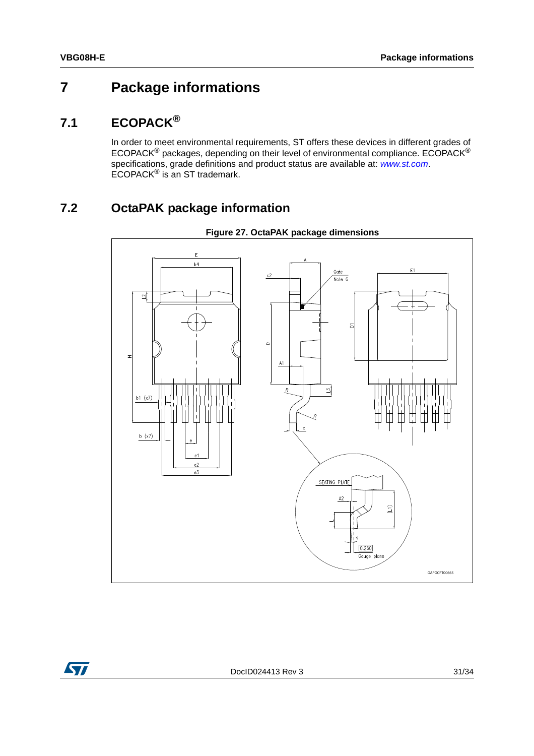# 7 Package informations

## 7.1 ECOPACK®

In order to meet environmental requirements, ST offers these devices in different grades of ECOPACK® packages, depending on their level of environmental compliance. ECOPACK® specifications, grade definitions and product status are available at: *www.st.com*. ECOPACK® is an ST trademark.

## 7.2 OctaPAK package information

**Figure 27. OctaPAK package dimensions**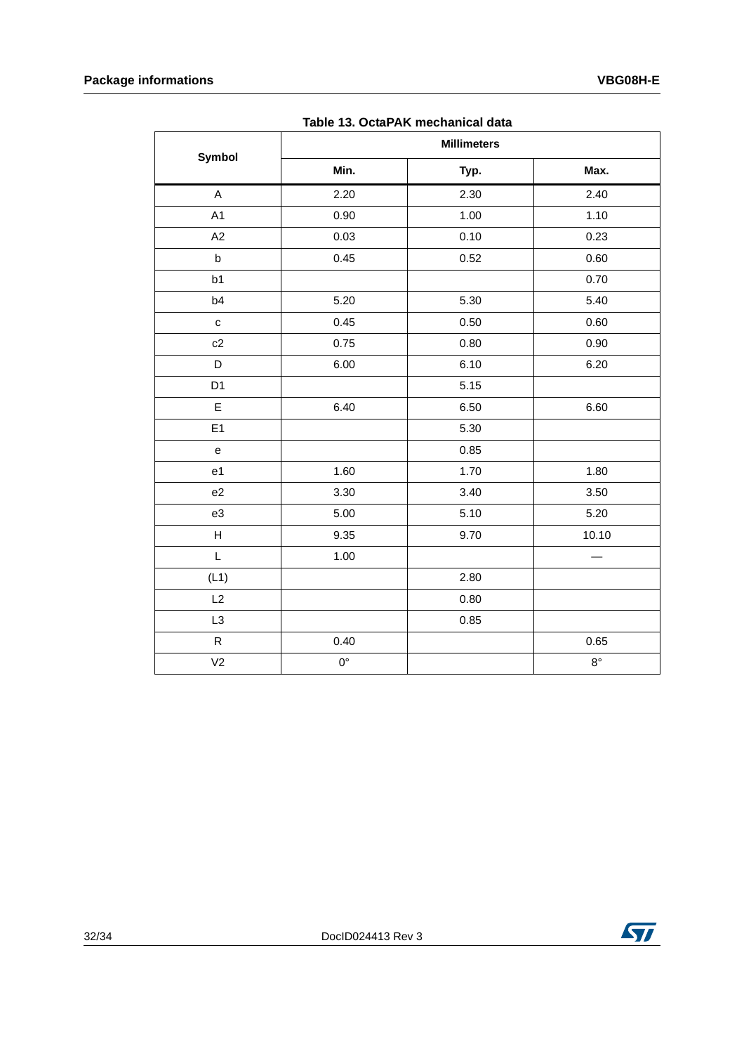Table 13. OctaPAK mechanical data

| Symbol | Millimeters | | |
|---|---|---|---|
| | Min. | Typ. | Max. |
| A | 2.20 | 2.30 | 2.40 |
| A1 | 0.90 | 1.00 | 1.10 |
| A2 | 0.03 | 0.10 | 0.23 |
| b | 0.45 | 0.52 | 0.60 |
| b1 | | | 0.70 |
| b4 | 5.20 | 5.30 | 5.40 |
| c | 0.45 | 0.50 | 0.60 |
| c2 | 0.75 | 0.80 | 0.90 |
| D | 6.00 | 6.10 | 6.20 |
| D1 | | 5.15 | |
| E | 6.40 | 6.50 | 6.60 |
| E1 | | 5.30 | |
| e | | 0.85 | |
| e1 | 1.60 | 1.70 | 1.80 |
| e2 | 3.30 | 3.40 | 3.50 |
| e3 | 5.00 | 5.10 | 5.20 |
| H | 9.35 | 9.70 | 10.10 |
| L | 1.00 | | — |
| (L1) | | 2.80 | |
| L2 | | 0.80 | |
| L3 | | 0.85 | |
| R | 0.40 | | 0.65 |
| V2 | 0° | | 8° |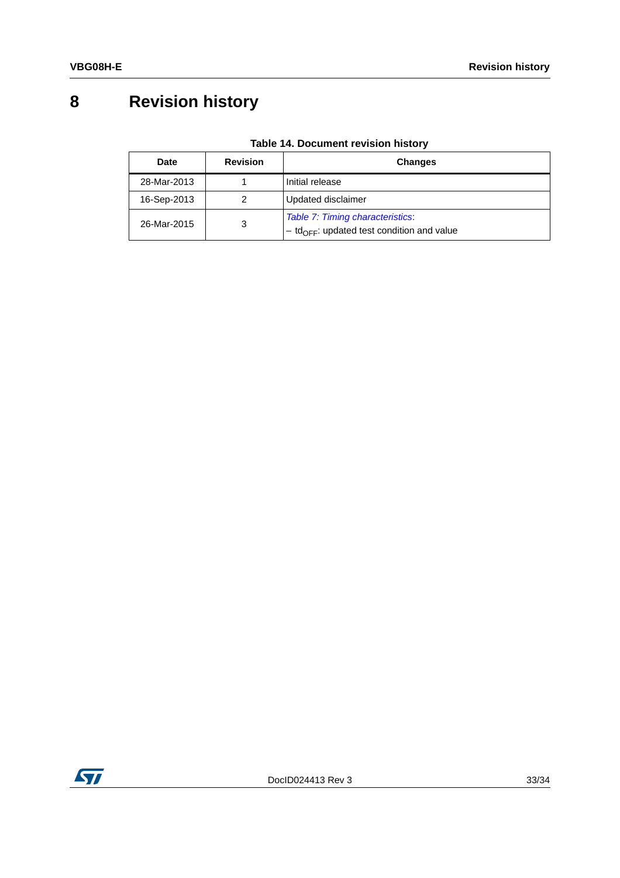# 8 Revision history

**Table 14. Document revision history**

| Date | Revision | Changes |
|---|---|---|
| 28-Mar-2013 | 1 | Initial release |
| 16-Sep-2013 | 2 | Updated disclaimer |
| 26-Mar-2015 | 3 | *Table 7: Timing characteristics*:<br>– $td_{OFF}$: updated test condition and value |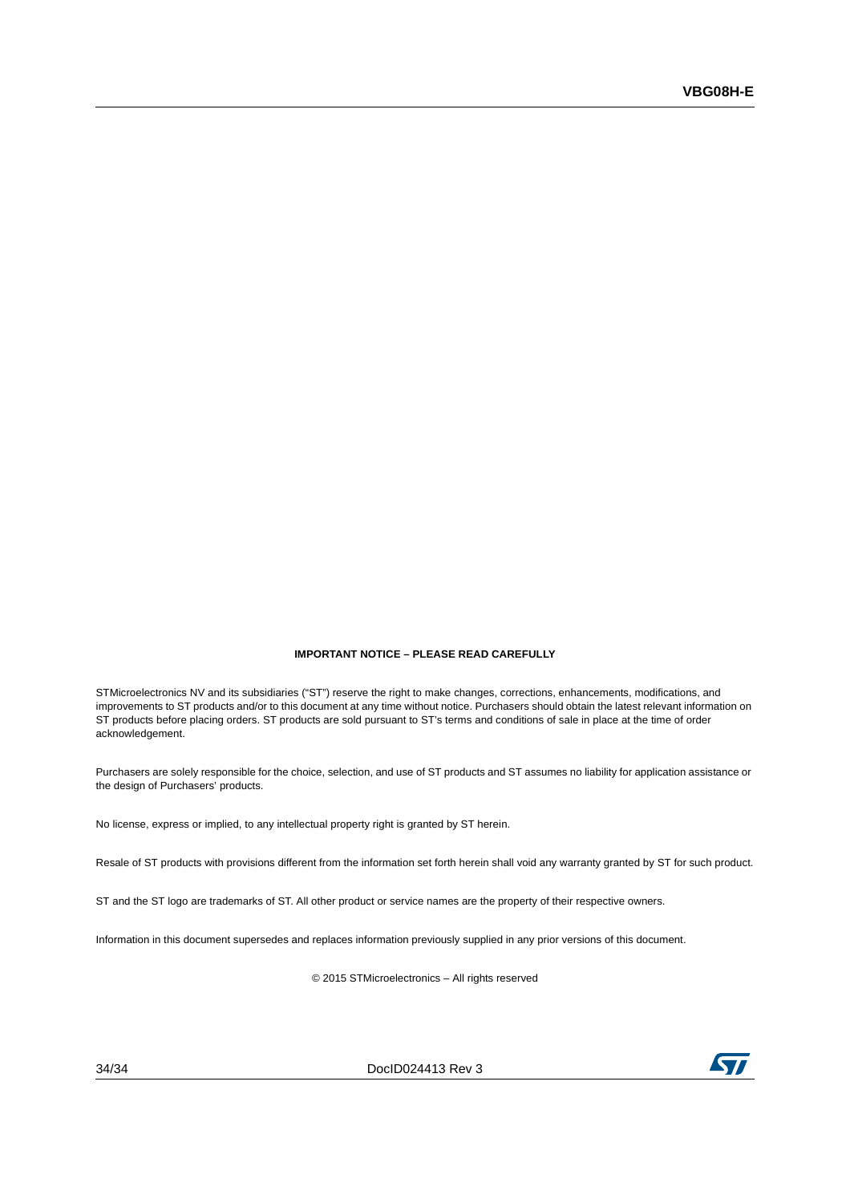**IMPORTANT NOTICE – PLEASE READ CAREFULLY**

STMicroelectronics NV and its subsidiaries ("ST") reserve the right to make changes, corrections, enhancements, modifications, and improvements to ST products and/or to this document at any time without notice. Purchasers should obtain the latest relevant information on ST products before placing orders. ST products are sold pursuant to ST's terms and conditions of sale in place at the time of order acknowledgement.

Purchasers are solely responsible for the choice, selection, and use of ST products and ST assumes no liability for application assistance or the design of Purchasers' products.

No license, express or implied, to any intellectual property right is granted by ST herein.

Resale of ST products with provisions different from the information set forth herein shall void any warranty granted by ST for such product.

ST and the ST logo are trademarks of ST. All other product or service names are the property of their respective owners.

Information in this document supersedes and replaces information previously supplied in any prior versions of this document.

© 2015 STMicroelectronics – All rights reserved